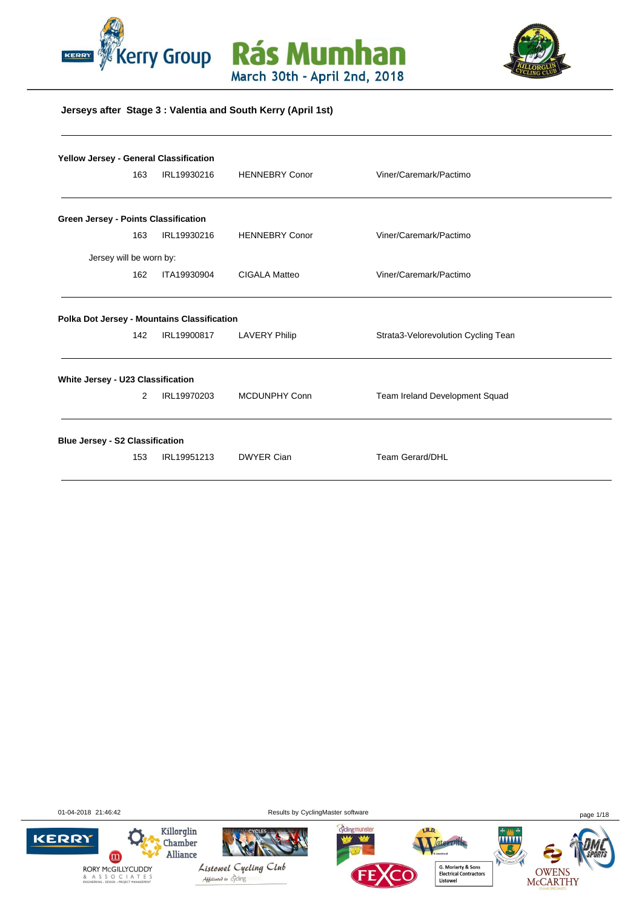# Rás Mumhan

March 30th - April 2nd, 2018

## Jerseys after Stage 3 : Valentia and South Kerry (April 1st)

**Yellow Jersey - General Classification**

| | | | |
|---|---|---|---|
| 163 | IRL19930216 | HENNEBRY Conor | Viner/Caremark/Pactimo |

**Green Jersey - Points Classification**

| | | | |
|---|---|---|---|
| 163 | IRL19930216 | HENNEBRY Conor | Viner/Caremark/Pactimo |

Jersey will be worn by:

| | | | |
|---|---|---|---|
| 162 | ITA19930904 | CIGALA Matteo | Viner/Caremark/Pactimo |

**Polka Dot Jersey - Mountains Classification**

| | | | |
|---|---|---|---|
| 142 | IRL19900817 | LAVERY Philip | Strata3-Velorevolution Cycling Tean |

**White Jersey - U23 Classification**

| | | | |
|---|---|---|---|
| 2 | IRL19970203 | MCDUNPHY Conn | Team Ireland Development Squad |

**Blue Jersey - S2 Classification**

| | | | |
|---|---|---|---|
| 153 | IRL19951213 | DWYER Cian | Team Gerard/DHL |

01-04-2018 21:46:42 Results by CyclingMaster software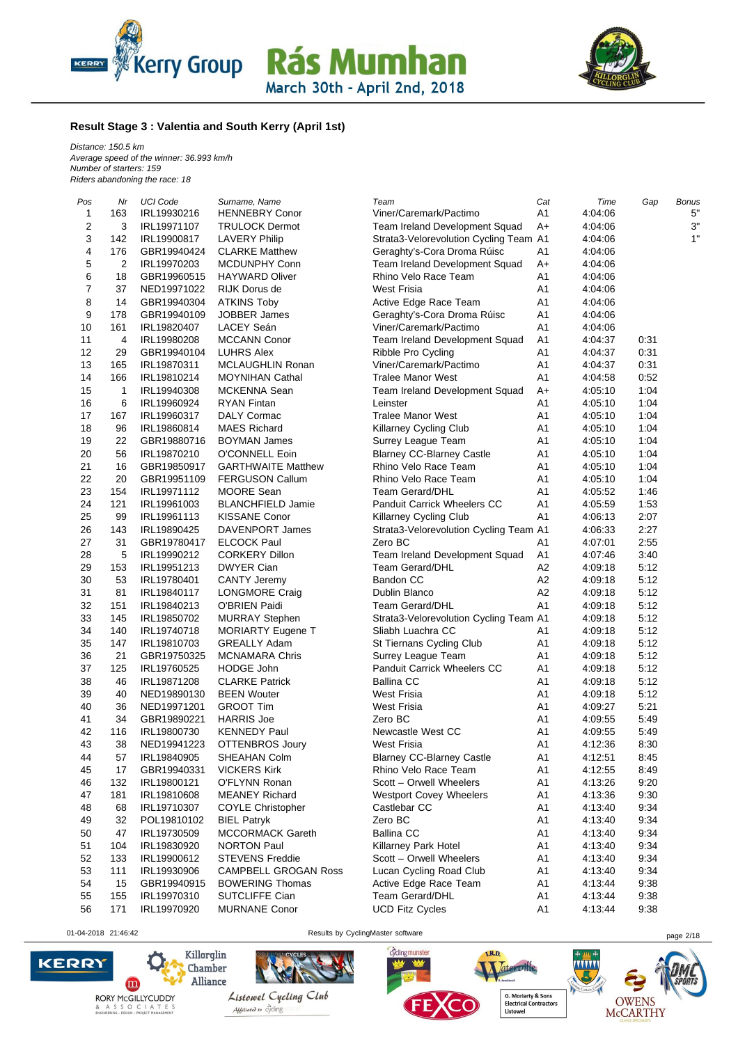## Result Stage 3 : Valentia and South Kerry (April 1st)

*Distance: 150.5 km*
*Average speed of the winner: 36.993 km/h*
*Number of starters: 159*
*Riders abandoning the race: 18*

| Pos | Nr | UCI Code | Surname, Name | Team | Cat | Time | Gap | Bonus |
|---|---|---|---|---|---|---|---|---|
| 1 | 163 | IRL19930216 | HENNEBRY Conor | Viner/Caremark/Pactimo | A1 | 4:04:06 | | 5" |
| 2 | 3 | IRL19971107 | TRULOCK Dermot | Team Ireland Development Squad | A+ | 4:04:06 | | 3" |
| 3 | 142 | IRL19900817 | LAVERY Philip | Strata3-Velorevolution Cycling Team | A1 | 4:04:06 | | 1" |
| 4 | 176 | GBR19940424 | CLARKE Matthew | Geraghty's-Cora Droma Rúisc | A1 | 4:04:06 | | |
| 5 | 2 | IRL19970203 | MCDUNPHY Conn | Team Ireland Development Squad | A+ | 4:04:06 | | |
| 6 | 18 | GBR19960515 | HAYWARD Oliver | Rhino Velo Race Team | A1 | 4:04:06 | | |
| 7 | 37 | NED19971022 | RIJK Dorus de | West Frisia | A1 | 4:04:06 | | |
| 8 | 14 | GBR19940304 | ATKINS Toby | Active Edge Race Team | A1 | 4:04:06 | | |
| 9 | 178 | GBR19940109 | JOBBER James | Geraghty's-Cora Droma Rúisc | A1 | 4:04:06 | | |
| 10 | 161 | IRL19820407 | LACEY Seán | Viner/Caremark/Pactimo | A1 | 4:04:06 | | |
| 11 | 4 | IRL19980208 | MCCANN Conor | Team Ireland Development Squad | A1 | 4:04:37 | 0:31 | |
| 12 | 29 | GBR19940104 | LUHRS Alex | Ribble Pro Cycling | A1 | 4:04:37 | 0:31 | |
| 13 | 165 | IRL19870311 | MCLAUGHLIN Ronan | Viner/Caremark/Pactimo | A1 | 4:04:37 | 0:31 | |
| 14 | 166 | IRL19810214 | MOYNIHAN Cathal | Tralee Manor West | A1 | 4:04:58 | 0:52 | |
| 15 | 1 | IRL19940308 | MCKENNA Sean | Team Ireland Development Squad | A+ | 4:05:10 | 1:04 | |
| 16 | 6 | IRL19960924 | RYAN Fintan | Leinster | A1 | 4:05:10 | 1:04 | |
| 17 | 167 | IRL19960317 | DALY Cormac | Tralee Manor West | A1 | 4:05:10 | 1:04 | |
| 18 | 96 | IRL19860814 | MAES Richard | Killarney Cycling Club | A1 | 4:05:10 | 1:04 | |
| 19 | 22 | GBR19880716 | BOYMAN James | Surrey League Team | A1 | 4:05:10 | 1:04 | |
| 20 | 56 | IRL19870210 | O'CONNELL Eoin | Blarney CC-Blarney Castle | A1 | 4:05:10 | 1:04 | |
| 21 | 16 | GBR19850917 | GARTHWAITE Matthew | Rhino Velo Race Team | A1 | 4:05:10 | 1:04 | |
| 22 | 20 | GBR19951109 | FERGUSON Callum | Rhino Velo Race Team | A1 | 4:05:10 | 1:04 | |
| 23 | 154 | IRL19971112 | MOORE Sean | Team Gerard/DHL | A1 | 4:05:52 | 1:46 | |
| 24 | 121 | IRL19961003 | BLANCHFIELD Jamie | Panduit Carrick Wheelers CC | A1 | 4:05:59 | 1:53 | |
| 25 | 99 | IRL19961113 | KISSANE Conor | Killarney Cycling Club | A1 | 4:06:13 | 2:07 | |
| 26 | 143 | IRL19890425 | DAVENPORT James | Strata3-Velorevolution Cycling Team | A1 | 4:06:33 | 2:27 | |
| 27 | 31 | GBR19780417 | ELCOCK Paul | Zero BC | A1 | 4:07:01 | 2:55 | |
| 28 | 5 | IRL19990212 | CORKERY Dillon | Team Ireland Development Squad | A1 | 4:07:46 | 3:40 | |
| 29 | 153 | IRL19951213 | DWYER Cian | Team Gerard/DHL | A2 | 4:09:18 | 5:12 | |
| 30 | 53 | IRL19780401 | CANTY Jeremy | Bandon CC | A2 | 4:09:18 | 5:12 | |
| 31 | 81 | IRL19840117 | LONGMORE Craig | Dublin Blanco | A2 | 4:09:18 | 5:12 | |
| 32 | 151 | IRL19840213 | O'BRIEN Paidi | Team Gerard/DHL | A1 | 4:09:18 | 5:12 | |
| 33 | 145 | IRL19850702 | MURRAY Stephen | Strata3-Velorevolution Cycling Team | A1 | 4:09:18 | 5:12 | |
| 34 | 140 | IRL19740718 | MORIARTY Eugene T | Sliabh Luachra CC | A1 | 4:09:18 | 5:12 | |
| 35 | 147 | IRL19810703 | GREALLY Adam | St Tiernans Cycling Club | A1 | 4:09:18 | 5:12 | |
| 36 | 21 | GBR19750325 | MCNAMARA Chris | Surrey League Team | A1 | 4:09:18 | 5:12 | |
| 37 | 125 | IRL19760525 | HODGE John | Panduit Carrick Wheelers CC | A1 | 4:09:18 | 5:12 | |
| 38 | 46 | IRL19871208 | CLARKE Patrick | Ballina CC | A1 | 4:09:18 | 5:12 | |
| 39 | 40 | NED19890130 | BEEN Wouter | West Frisia | A1 | 4:09:18 | 5:12 | |
| 40 | 36 | NED19971201 | GROOT Tim | West Frisia | A1 | 4:09:27 | 5:21 | |
| 41 | 34 | GBR19890221 | HARRIS Joe | Zero BC | A1 | 4:09:55 | 5:49 | |
| 42 | 116 | IRL19800730 | KENNEDY Paul | Newcastle West CC | A1 | 4:09:55 | 5:49 | |
| 43 | 38 | NED19941223 | OTTENBROS Joury | West Frisia | A1 | 4:12:36 | 8:30 | |
| 44 | 57 | IRL19840905 | SHEAHAN Colm | Blarney CC-Blarney Castle | A1 | 4:12:51 | 8:45 | |
| 45 | 17 | GBR19940331 | VICKERS Kirk | Rhino Velo Race Team | A1 | 4:12:55 | 8:49 | |
| 46 | 132 | IRL19800121 | O'FLYNN Ronan | Scott – Orwell Wheelers | A1 | 4:13:26 | 9:20 | |
| 47 | 181 | IRL19810608 | MEANEY Richard | Westport Covey Wheelers | A1 | 4:13:36 | 9:30 | |
| 48 | 68 | IRL19710307 | COYLE Christopher | Castlebar CC | A1 | 4:13:40 | 9:34 | |
| 49 | 32 | POL19810102 | BIEL Patryk | Zero BC | A1 | 4:13:40 | 9:34 | |
| 50 | 47 | IRL19730509 | MCCORMACK Gareth | Ballina CC | A1 | 4:13:40 | 9:34 | |
| 51 | 104 | IRL19830920 | NORTON Paul | Killarney Park Hotel | A1 | 4:13:40 | 9:34 | |
| 52 | 133 | IRL19900612 | STEVENS Freddie | Scott – Orwell Wheelers | A1 | 4:13:40 | 9:34 | |
| 53 | 111 | IRL19930906 | CAMPBELL GROGAN Ross | Lucan Cycling Road Club | A1 | 4:13:40 | 9:34 | |
| 54 | 15 | GBR19940915 | BOWERING Thomas | Active Edge Race Team | A1 | 4:13:44 | 9:38 | |
| 55 | 155 | IRL19970310 | SUTCLIFFE Cian | Team Gerard/DHL | A1 | 4:13:44 | 9:38 | |
| 56 | 171 | IRL19970920 | MURNANE Conor | UCD Fitz Cycles | A1 | 4:13:44 | 9:38 | |

01-04-2018 21:46:42 Results by CyclingMaster software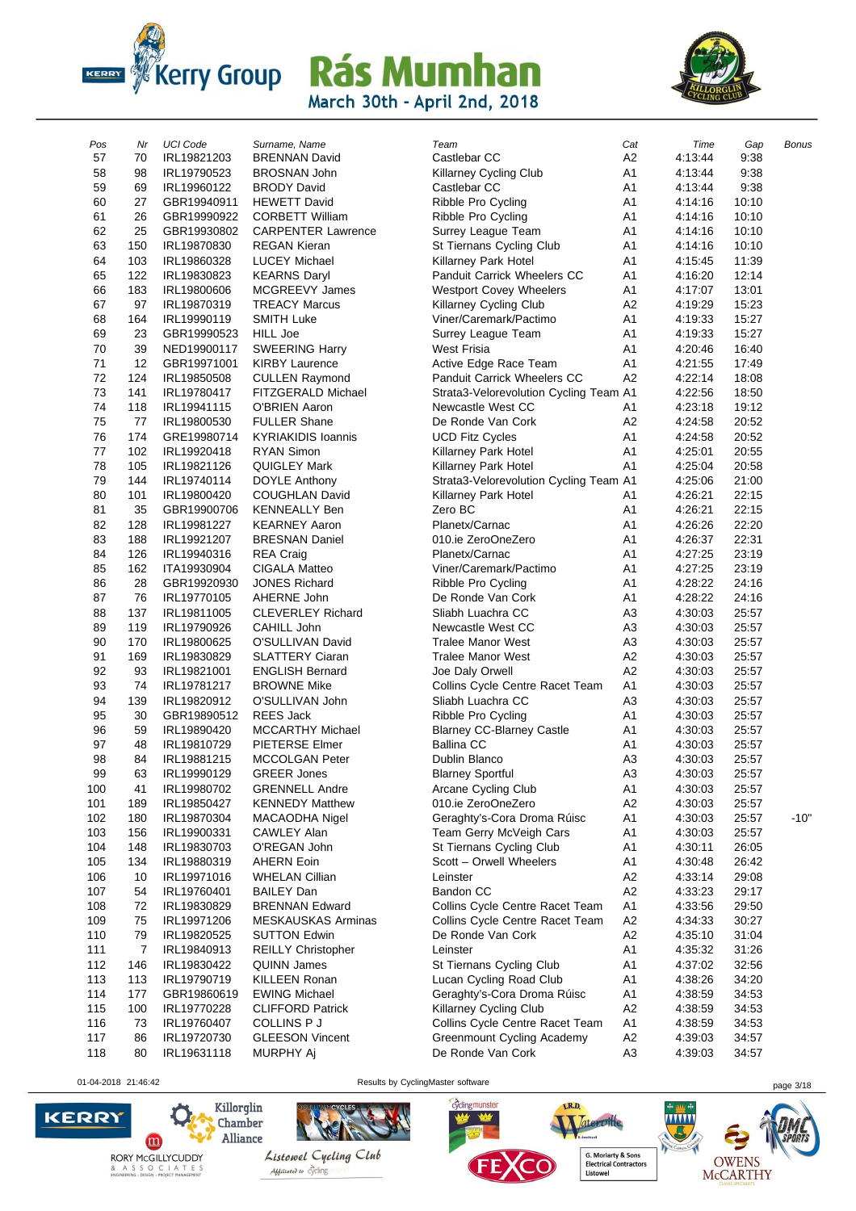# Kerry Group Rás Mumhan

March 30th - April 2nd, 2018

| Pos | Nr | UCI Code | Surname, Name | Team | Cat | Time | Gap | Bonus |
|---|---|---|---|---|---|---|---|---|
| 57 | 70 | IRL19821203 | BRENNAN David | Castlebar CC | A2 | 4:13:44 | 9:38 | |
| 58 | 98 | IRL19790523 | BROSNAN John | Killarney Cycling Club | A1 | 4:13:44 | 9:38 | |
| 59 | 69 | IRL19960122 | BRODY David | Castlebar CC | A1 | 4:13:44 | 9:38 | |
| 60 | 27 | GBR19940911 | HEWETT David | Ribble Pro Cycling | A1 | 4:14:16 | 10:10 | |
| 61 | 26 | GBR19990922 | CORBETT William | Ribble Pro Cycling | A1 | 4:14:16 | 10:10 | |
| 62 | 25 | GBR19930802 | CARPENTER Lawrence | Surrey League Team | A1 | 4:14:16 | 10:10 | |
| 63 | 150 | IRL19870830 | REGAN Kieran | St Tiernans Cycling Club | A1 | 4:14:16 | 10:10 | |
| 64 | 103 | IRL19860328 | LUCEY Michael | Killarney Park Hotel | A1 | 4:15:45 | 11:39 | |
| 65 | 122 | IRL19830823 | KEARNS Daryl | Panduit Carrick Wheelers CC | A1 | 4:16:20 | 12:14 | |
| 66 | 183 | IRL19800606 | MCGREEVY James | Westport Covey Wheelers | A1 | 4:17:07 | 13:01 | |
| 67 | 97 | IRL19870319 | TREACY Marcus | Killarney Cycling Club | A2 | 4:19:29 | 15:23 | |
| 68 | 164 | IRL19990119 | SMITH Luke | Viner/Caremark/Pactimo | A1 | 4:19:33 | 15:27 | |
| 69 | 23 | GBR19990523 | HILL Joe | Surrey League Team | A1 | 4:19:33 | 15:27 | |
| 70 | 39 | NED19900117 | SWEERING Harry | West Frisia | A1 | 4:20:46 | 16:40 | |
| 71 | 12 | GBR19971001 | KIRBY Laurence | Active Edge Race Team | A1 | 4:21:55 | 17:49 | |
| 72 | 124 | IRL19850508 | CULLEN Raymond | Panduit Carrick Wheelers CC | A2 | 4:22:14 | 18:08 | |
| 73 | 141 | IRL19780417 | FITZGERALD Michael | Strata3-Velorevolution Cycling Team | A1 | 4:22:56 | 18:50 | |
| 74 | 118 | IRL19941115 | O'BRIEN Aaron | Newcastle West CC | A1 | 4:23:18 | 19:12 | |
| 75 | 77 | IRL19800530 | FULLER Shane | De Ronde Van Cork | A2 | 4:24:58 | 20:52 | |
| 76 | 174 | GRE19980714 | KYRIAKIDIS Ioannis | UCD Fitz Cycles | A1 | 4:24:58 | 20:52 | |
| 77 | 102 | IRL19920418 | RYAN Simon | Killarney Park Hotel | A1 | 4:25:01 | 20:55 | |
| 78 | 105 | IRL19821126 | QUIGLEY Mark | Killarney Park Hotel | A1 | 4:25:04 | 20:58 | |
| 79 | 144 | IRL19740114 | DOYLE Anthony | Strata3-Velorevolution Cycling Team | A1 | 4:25:06 | 21:00 | |
| 80 | 101 | IRL19800420 | COUGHLAN David | Killarney Park Hotel | A1 | 4:26:21 | 22:15 | |
| 81 | 35 | GBR19900706 | KENNEALLY Ben | Zero BC | A1 | 4:26:21 | 22:15 | |
| 82 | 128 | IRL19981227 | KEARNEY Aaron | Planetx/Carnac | A1 | 4:26:26 | 22:20 | |
| 83 | 188 | IRL19921207 | BRESNAN Daniel | 010.ie ZeroOneZero | A1 | 4:26:37 | 22:31 | |
| 84 | 126 | IRL19940316 | REA Craig | Planetx/Carnac | A1 | 4:27:25 | 23:19 | |
| 85 | 162 | ITA19930904 | CIGALA Matteo | Viner/Caremark/Pactimo | A1 | 4:27:25 | 23:19 | |
| 86 | 28 | GBR19920930 | JONES Richard | Ribble Pro Cycling | A1 | 4:28:22 | 24:16 | |
| 87 | 76 | IRL19770105 | AHERNE John | De Ronde Van Cork | A1 | 4:28:22 | 24:16 | |
| 88 | 137 | IRL19811005 | CLEVERLEY Richard | Sliabh Luachra CC | A3 | 4:30:03 | 25:57 | |
| 89 | 119 | IRL19790926 | CAHILL John | Newcastle West CC | A3 | 4:30:03 | 25:57 | |
| 90 | 170 | IRL19800625 | O'SULLIVAN David | Tralee Manor West | A3 | 4:30:03 | 25:57 | |
| 91 | 169 | IRL19830829 | SLATTERY Ciaran | Tralee Manor West | A2 | 4:30:03 | 25:57 | |
| 92 | 93 | IRL19821001 | ENGLISH Bernard | Joe Daly Orwell | A2 | 4:30:03 | 25:57 | |
| 93 | 74 | IRL19781217 | BROWNE Mike | Collins Cycle Centre Racet Team | A1 | 4:30:03 | 25:57 | |
| 94 | 139 | IRL19820912 | O'SULLIVAN John | Sliabh Luachra CC | A3 | 4:30:03 | 25:57 | |
| 95 | 30 | GBR19890512 | REES Jack | Ribble Pro Cycling | A1 | 4:30:03 | 25:57 | |
| 96 | 59 | IRL19890420 | MCCARTHY Michael | Blarney CC-Blarney Castle | A1 | 4:30:03 | 25:57 | |
| 97 | 48 | IRL19810729 | PIETERSE Elmer | Ballina CC | A1 | 4:30:03 | 25:57 | |
| 98 | 84 | IRL19881215 | MCCOLGAN Peter | Dublin Blanco | A3 | 4:30:03 | 25:57 | |
| 99 | 63 | IRL19990129 | GREER Jones | Blarney Sportful | A3 | 4:30:03 | 25:57 | |
| 100 | 41 | IRL19980702 | GRENNELL Andre | Arcane Cycling Club | A1 | 4:30:03 | 25:57 | |
| 101 | 189 | IRL19850427 | KENNEDY Matthew | 010.ie ZeroOneZero | A2 | 4:30:03 | 25:57 | |
| 102 | 180 | IRL19870304 | MACAODHA Nigel | Geraghty's-Cora Droma Rúisc | A1 | 4:30:03 | 25:57 | -10" |
| 103 | 156 | IRL19900331 | CAWLEY Alan | Team Gerry McVeigh Cars | A1 | 4:30:03 | 25:57 | |
| 104 | 148 | IRL19830703 | O'REGAN John | St Tiernans Cycling Club | A1 | 4:30:11 | 26:05 | |
| 105 | 134 | IRL19880319 | AHERN Eoin | Scott – Orwell Wheelers | A1 | 4:30:48 | 26:42 | |
| 106 | 10 | IRL19971016 | WHELAN Cillian | Leinster | A2 | 4:33:14 | 29:08 | |
| 107 | 54 | IRL19760401 | BAILEY Dan | Bandon CC | A2 | 4:33:23 | 29:17 | |
| 108 | 72 | IRL19830829 | BRENNAN Edward | Collins Cycle Centre Racet Team | A1 | 4:33:56 | 29:50 | |
| 109 | 75 | IRL19971206 | MESKAUSKAS Arminas | Collins Cycle Centre Racet Team | A2 | 4:34:33 | 30:27 | |
| 110 | 79 | IRL19820525 | SUTTON Edwin | De Ronde Van Cork | A2 | 4:35:10 | 31:04 | |
| 111 | 7 | IRL19840913 | REILLY Christopher | Leinster | A1 | 4:35:32 | 31:26 | |
| 112 | 146 | IRL19830422 | QUINN James | St Tiernans Cycling Club | A1 | 4:37:02 | 32:56 | |
| 113 | 113 | IRL19790719 | KILLEEN Ronan | Lucan Cycling Road Club | A1 | 4:38:26 | 34:20 | |
| 114 | 177 | GBR19860619 | EWING Michael | Geraghty's-Cora Droma Rúisc | A1 | 4:38:59 | 34:53 | |
| 115 | 100 | IRL19770228 | CLIFFORD Patrick | Killarney Cycling Club | A2 | 4:38:59 | 34:53 | |
| 116 | 73 | IRL19760407 | COLLINS P J | Collins Cycle Centre Racet Team | A1 | 4:38:59 | 34:53 | |
| 117 | 86 | IRL19720730 | GLEESON Vincent | Greenmount Cycling Academy | A2 | 4:39:03 | 34:57 | |
| 118 | 80 | IRL19631118 | MURPHY Aj | De Ronde Van Cork | A3 | 4:39:03 | 34:57 | |

01-04-2018 21:46:42 Results by CyclingMaster software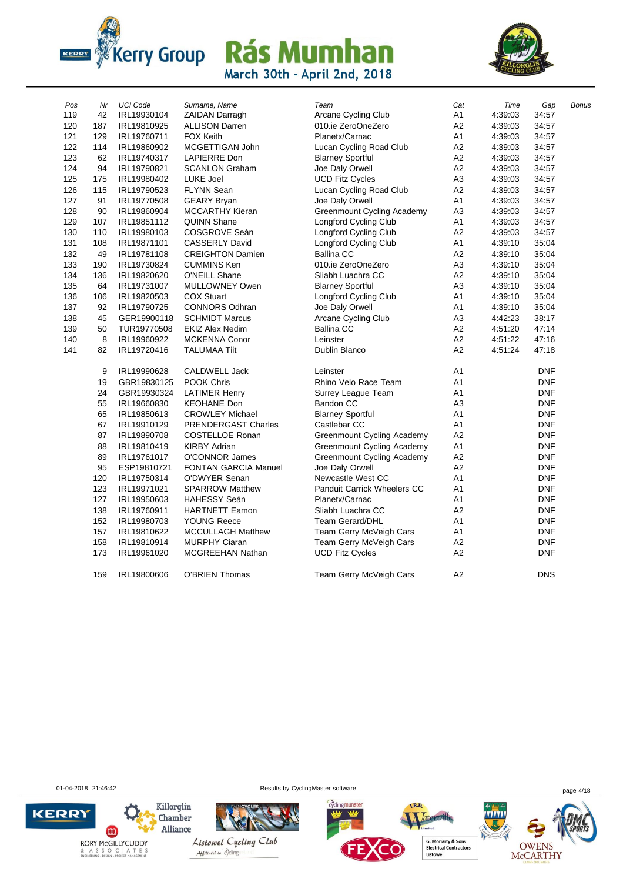| Pos | Nr | UCI Code | Surname, Name | Team | Cat | Time | Gap | Bonus |
|---|---|---|---|---|---|---|---|---|
| 119 | 42 | IRL19930104 | ZAIDAN Darragh | Arcane Cycling Club | A1 | 4:39:03 | 34:57 | |
| 120 | 187 | IRL19810925 | ALLISON Darren | 010.ie ZeroOneZero | A2 | 4:39:03 | 34:57 | |
| 121 | 129 | IRL19760711 | FOX Keith | Planetx/Carnac | A1 | 4:39:03 | 34:57 | |
| 122 | 114 | IRL19860902 | MCGETTIGAN John | Lucan Cycling Road Club | A2 | 4:39:03 | 34:57 | |
| 123 | 62 | IRL19740317 | LAPIERRE Don | Blarney Sportful | A2 | 4:39:03 | 34:57 | |
| 124 | 94 | IRL19790821 | SCANLON Graham | Joe Daly Orwell | A2 | 4:39:03 | 34:57 | |
| 125 | 175 | IRL19980402 | LUKE Joel | UCD Fitz Cycles | A3 | 4:39:03 | 34:57 | |
| 126 | 115 | IRL19790523 | FLYNN Sean | Lucan Cycling Road Club | A2 | 4:39:03 | 34:57 | |
| 127 | 91 | IRL19770508 | GEARY Bryan | Joe Daly Orwell | A1 | 4:39:03 | 34:57 | |
| 128 | 90 | IRL19860904 | MCCARTHY Kieran | Greenmount Cycling Academy | A3 | 4:39:03 | 34:57 | |
| 129 | 107 | IRL19851112 | QUINN Shane | Longford Cycling Club | A1 | 4:39:03 | 34:57 | |
| 130 | 110 | IRL19980103 | COSGROVE Seán | Longford Cycling Club | A2 | 4:39:03 | 34:57 | |
| 131 | 108 | IRL19871101 | CASSERLY David | Longford Cycling Club | A1 | 4:39:10 | 35:04 | |
| 132 | 49 | IRL19781108 | CREIGHTON Damien | Ballina CC | A2 | 4:39:10 | 35:04 | |
| 133 | 190 | IRL19730824 | CUMMINS Ken | 010.ie ZeroOneZero | A3 | 4:39:10 | 35:04 | |
| 134 | 136 | IRL19820620 | O'NEILL Shane | Sliabh Luachra CC | A2 | 4:39:10 | 35:04 | |
| 135 | 64 | IRL19731007 | MULLOWNEY Owen | Blarney Sportful | A3 | 4:39:10 | 35:04 | |
| 136 | 106 | IRL19820503 | COX Stuart | Longford Cycling Club | A1 | 4:39:10 | 35:04 | |
| 137 | 92 | IRL19790725 | CONNORS Odhran | Joe Daly Orwell | A1 | 4:39:10 | 35:04 | |
| 138 | 45 | GER19900118 | SCHMIDT Marcus | Arcane Cycling Club | A3 | 4:42:23 | 38:17 | |
| 139 | 50 | TUR19770508 | EKIZ Alex Nedim | Ballina CC | A2 | 4:51:20 | 47:14 | |
| 140 | 8 | IRL19960922 | MCKENNA Conor | Leinster | A2 | 4:51:22 | 47:16 | |
| 141 | 82 | IRL19720416 | TALUMAA Tiit | Dublin Blanco | A2 | 4:51:24 | 47:18 | |
| | 9 | IRL19990628 | CALDWELL Jack | Leinster | A1 | | DNF | |
| | 19 | GBR19830125 | POOK Chris | Rhino Velo Race Team | A1 | | DNF | |
| | 24 | GBR19930324 | LATIMER Henry | Surrey League Team | A1 | | DNF | |
| | 55 | IRL19660830 | KEOHANE Don | Bandon CC | A3 | | DNF | |
| | 65 | IRL19850613 | CROWLEY Michael | Blarney Sportful | A1 | | DNF | |
| | 67 | IRL19910129 | PRENDERGAST Charles | Castlebar CC | A1 | | DNF | |
| | 87 | IRL19890708 | COSTELLOE Ronan | Greenmount Cycling Academy | A2 | | DNF | |
| | 88 | IRL19810419 | KIRBY Adrian | Greenmount Cycling Academy | A1 | | DNF | |
| | 89 | IRL19761017 | O'CONNOR James | Greenmount Cycling Academy | A2 | | DNF | |
| | 95 | ESP19810721 | FONTAN GARCIA Manuel | Joe Daly Orwell | A2 | | DNF | |
| | 120 | IRL19750314 | O'DWYER Senan | Newcastle West CC | A1 | | DNF | |
| | 123 | IRL19971021 | SPARROW Matthew | Panduit Carrick Wheelers CC | A1 | | DNF | |
| | 127 | IRL19950603 | HAHESSY Seán | Planetx/Carnac | A1 | | DNF | |
| | 138 | IRL19760911 | HARTNETT Eamon | Sliabh Luachra CC | A2 | | DNF | |
| | 152 | IRL19980703 | YOUNG Reece | Team Gerard/DHL | A1 | | DNF | |
| | 157 | IRL19810622 | MCCULLAGH Matthew | Team Gerry McVeigh Cars | A1 | | DNF | |
| | 158 | IRL19810914 | MURPHY Ciaran | Team Gerry McVeigh Cars | A2 | | DNF | |
| | 173 | IRL19961020 | MCGREEHAN Nathan | UCD Fitz Cycles | A2 | | DNF | |
| | 159 | IRL19800606 | O'BRIEN Thomas | Team Gerry McVeigh Cars | A2 | | DNS | |

01-04-2018 21:46:42 Results by CyclingMaster software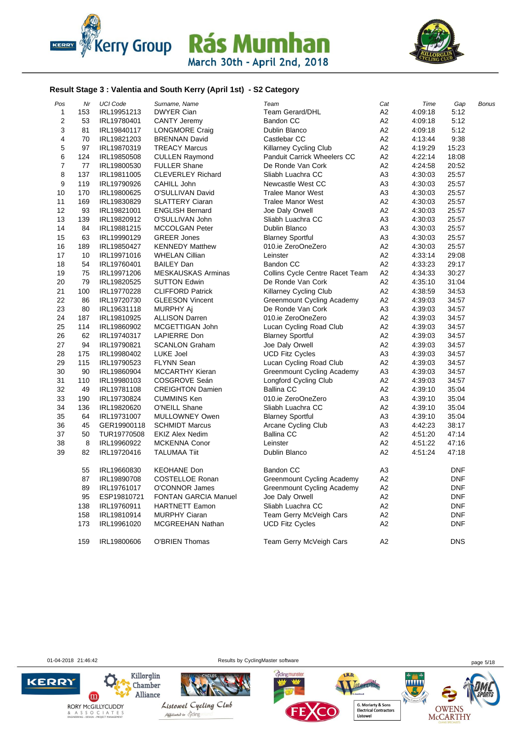# Kerry Group Rás Mumhan

March 30th - April 2nd, 2018

## Result Stage 3 : Valentia and South Kerry (April 1st) - S2 Category

| Pos | Nr | UCI Code | Surname, Name | Team | Cat | Time | Gap | Bonus |
|---|---|---|---|---|---|---|---|---|
| 1 | 153 | IRL19951213 | DWYER Cian | Team Gerard/DHL | A2 | 4:09:18 | 5:12 | |
| 2 | 53 | IRL19780401 | CANTY Jeremy | Bandon CC | A2 | 4:09:18 | 5:12 | |
| 3 | 81 | IRL19840117 | LONGMORE Craig | Dublin Blanco | A2 | 4:09:18 | 5:12 | |
| 4 | 70 | IRL19821203 | BRENNAN David | Castlebar CC | A2 | 4:13:44 | 9:38 | |
| 5 | 97 | IRL19870319 | TREACY Marcus | Killarney Cycling Club | A2 | 4:19:29 | 15:23 | |
| 6 | 124 | IRL19850508 | CULLEN Raymond | Panduit Carrick Wheelers CC | A2 | 4:22:14 | 18:08 | |
| 7 | 77 | IRL19800530 | FULLER Shane | De Ronde Van Cork | A2 | 4:24:58 | 20:52 | |
| 8 | 137 | IRL19811005 | CLEVERLEY Richard | Sliabh Luachra CC | A3 | 4:30:03 | 25:57 | |
| 9 | 119 | IRL19790926 | CAHILL John | Newcastle West CC | A3 | 4:30:03 | 25:57 | |
| 10 | 170 | IRL19800625 | O'SULLIVAN David | Tralee Manor West | A3 | 4:30:03 | 25:57 | |
| 11 | 169 | IRL19830829 | SLATTERY Ciaran | Tralee Manor West | A2 | 4:30:03 | 25:57 | |
| 12 | 93 | IRL19821001 | ENGLISH Bernard | Joe Daly Orwell | A2 | 4:30:03 | 25:57 | |
| 13 | 139 | IRL19820912 | O'SULLIVAN John | Sliabh Luachra CC | A3 | 4:30:03 | 25:57 | |
| 14 | 84 | IRL19881215 | MCCOLGAN Peter | Dublin Blanco | A3 | 4:30:03 | 25:57 | |
| 15 | 63 | IRL19990129 | GREER Jones | Blarney Sportful | A3 | 4:30:03 | 25:57 | |
| 16 | 189 | IRL19850427 | KENNEDY Matthew | 010.ie ZeroOneZero | A2 | 4:30:03 | 25:57 | |
| 17 | 10 | IRL19971016 | WHELAN Cillian | Leinster | A2 | 4:33:14 | 29:08 | |
| 18 | 54 | IRL19760401 | BAILEY Dan | Bandon CC | A2 | 4:33:23 | 29:17 | |
| 19 | 75 | IRL19971206 | MESKAUSKAS Arminas | Collins Cycle Centre Racet Team | A2 | 4:34:33 | 30:27 | |
| 20 | 79 | IRL19820525 | SUTTON Edwin | De Ronde Van Cork | A2 | 4:35:10 | 31:04 | |
| 21 | 100 | IRL19770228 | CLIFFORD Patrick | Killarney Cycling Club | A2 | 4:38:59 | 34:53 | |
| 22 | 86 | IRL19720730 | GLEESON Vincent | Greenmount Cycling Academy | A2 | 4:39:03 | 34:57 | |
| 23 | 80 | IRL19631118 | MURPHY Aj | De Ronde Van Cork | A3 | 4:39:03 | 34:57 | |
| 24 | 187 | IRL19810925 | ALLISON Darren | 010.ie ZeroOneZero | A2 | 4:39:03 | 34:57 | |
| 25 | 114 | IRL19860902 | MCGETTIGAN John | Lucan Cycling Road Club | A2 | 4:39:03 | 34:57 | |
| 26 | 62 | IRL19740317 | LAPIERRE Don | Blarney Sportful | A2 | 4:39:03 | 34:57 | |
| 27 | 94 | IRL19790821 | SCANLON Graham | Joe Daly Orwell | A2 | 4:39:03 | 34:57 | |
| 28 | 175 | IRL19980402 | LUKE Joel | UCD Fitz Cycles | A3 | 4:39:03 | 34:57 | |
| 29 | 115 | IRL19790523 | FLYNN Sean | Lucan Cycling Road Club | A2 | 4:39:03 | 34:57 | |
| 30 | 90 | IRL19860904 | MCCARTHY Kieran | Greenmount Cycling Academy | A3 | 4:39:03 | 34:57 | |
| 31 | 110 | IRL19980103 | COSGROVE Seán | Longford Cycling Club | A2 | 4:39:03 | 34:57 | |
| 32 | 49 | IRL19781108 | CREIGHTON Damien | Ballina CC | A2 | 4:39:10 | 35:04 | |
| 33 | 190 | IRL19730824 | CUMMINS Ken | 010.ie ZeroOneZero | A3 | 4:39:10 | 35:04 | |
| 34 | 136 | IRL19820620 | O'NEILL Shane | Sliabh Luachra CC | A2 | 4:39:10 | 35:04 | |
| 35 | 64 | IRL19731007 | MULLOWNEY Owen | Blarney Sportful | A3 | 4:39:10 | 35:04 | |
| 36 | 45 | GER19900118 | SCHMIDT Marcus | Arcane Cycling Club | A3 | 4:42:23 | 38:17 | |
| 37 | 50 | TUR19770508 | EKIZ Alex Nedim | Ballina CC | A2 | 4:51:20 | 47:14 | |
| 38 | 8 | IRL19960922 | MCKENNA Conor | Leinster | A2 | 4:51:22 | 47:16 | |
| 39 | 82 | IRL19720416 | TALUMAA Tiit | Dublin Blanco | A2 | 4:51:24 | 47:18 | |
| | 55 | IRL19660830 | KEOHANE Don | Bandon CC | A3 | | DNF | |
| | 87 | IRL19890708 | COSTELLOE Ronan | Greenmount Cycling Academy | A2 | | DNF | |
| | 89 | IRL19761017 | O'CONNOR James | Greenmount Cycling Academy | A2 | | DNF | |
| | 95 | ESP19810721 | FONTAN GARCIA Manuel | Joe Daly Orwell | A2 | | DNF | |
| | 138 | IRL19760911 | HARTNETT Eamon | Sliabh Luachra CC | A2 | | DNF | |
| | 158 | IRL19810914 | MURPHY Ciaran | Team Gerry McVeigh Cars | A2 | | DNF | |
| | 173 | IRL19961020 | MCGREEHAN Nathan | UCD Fitz Cycles | A2 | | DNF | |
| | 159 | IRL19800606 | O'BRIEN Thomas | Team Gerry McVeigh Cars | A2 | | DNS | |

01-04-2018 21:46:42 Results by CyclingMaster software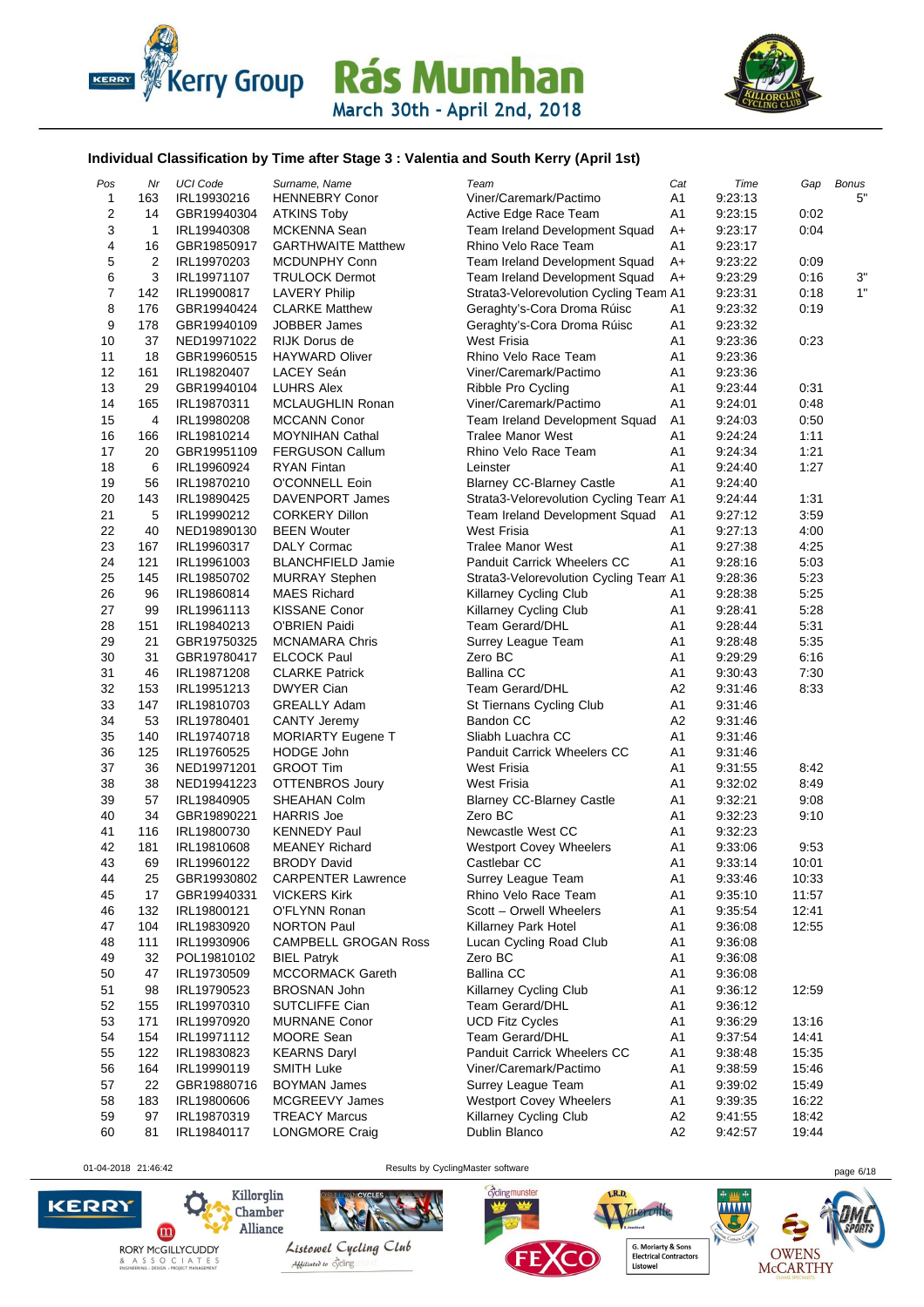Kerry Group Rás Mumhan

March 30th - April 2nd, 2018

### Individual Classification by Time after Stage 3 : Valentia and South Kerry (April 1st)

| Pos | Nr | UCI Code | Surname, Name | Team | Cat | Time | Gap | Bonus |
|---|---|---|---|---|---|---|---|---|
| 1 | 163 | IRL19930216 | HENNEBRY Conor | Viner/Caremark/Pactimo | A1 | 9:23:13 | | 5" |
| 2 | 14 | GBR19940304 | ATKINS Toby | Active Edge Race Team | A1 | 9:23:15 | 0:02 | |
| 3 | 1 | IRL19940308 | MCKENNA Sean | Team Ireland Development Squad | A+ | 9:23:17 | 0:04 | |
| 4 | 16 | GBR19850917 | GARTHWAITE Matthew | Rhino Velo Race Team | A1 | 9:23:17 | | |
| 5 | 2 | IRL19970203 | MCDUNPHY Conn | Team Ireland Development Squad | A+ | 9:23:22 | 0:09 | |
| 6 | 3 | IRL19971107 | TRULOCK Dermot | Team Ireland Development Squad | A+ | 9:23:29 | 0:16 | 3" |
| 7 | 142 | IRL19900817 | LAVERY Philip | Strata3-Velorevolution Cycling Team | A1 | 9:23:31 | 0:18 | 1" |
| 8 | 176 | GBR19940424 | CLARKE Matthew | Geraghty's-Cora Droma Rúisc | A1 | 9:23:32 | 0:19 | |
| 9 | 178 | GBR19940109 | JOBBER James | Geraghty's-Cora Droma Rúisc | A1 | 9:23:32 | | |
| 10 | 37 | NED19971022 | RIJK Dorus de | West Frisia | A1 | 9:23:36 | 0:23 | |
| 11 | 18 | GBR19960515 | HAYWARD Oliver | Rhino Velo Race Team | A1 | 9:23:36 | | |
| 12 | 161 | IRL19820407 | LACEY Seán | Viner/Caremark/Pactimo | A1 | 9:23:36 | | |
| 13 | 29 | GBR19940104 | LUHRS Alex | Ribble Pro Cycling | A1 | 9:23:44 | 0:31 | |
| 14 | 165 | IRL19870311 | MCLAUGHLIN Ronan | Viner/Caremark/Pactimo | A1 | 9:24:01 | 0:48 | |
| 15 | 4 | IRL19980208 | MCCANN Conor | Team Ireland Development Squad | A1 | 9:24:03 | 0:50 | |
| 16 | 166 | IRL19810214 | MOYNIHAN Cathal | Tralee Manor West | A1 | 9:24:24 | 1:11 | |
| 17 | 20 | GBR19951109 | FERGUSON Callum | Rhino Velo Race Team | A1 | 9:24:34 | 1:21 | |
| 18 | 6 | IRL19960924 | RYAN Fintan | Leinster | A1 | 9:24:40 | 1:27 | |
| 19 | 56 | IRL19870210 | O'CONNELL Eoin | Blarney CC-Blarney Castle | A1 | 9:24:40 | | |
| 20 | 143 | IRL19890425 | DAVENPORT James | Strata3-Velorevolution Cycling Team | A1 | 9:24:44 | 1:31 | |
| 21 | 5 | IRL19990212 | CORKERY Dillon | Team Ireland Development Squad | A1 | 9:27:12 | 3:59 | |
| 22 | 40 | NED19890130 | BEEN Wouter | West Frisia | A1 | 9:27:13 | 4:00 | |
| 23 | 167 | IRL19960317 | DALY Cormac | Tralee Manor West | A1 | 9:27:38 | 4:25 | |
| 24 | 121 | IRL19961003 | BLANCHFIELD Jamie | Panduit Carrick Wheelers CC | A1 | 9:28:16 | 5:03 | |
| 25 | 145 | IRL19850702 | MURRAY Stephen | Strata3-Velorevolution Cycling Team | A1 | 9:28:36 | 5:23 | |
| 26 | 96 | IRL19860814 | MAES Richard | Killarney Cycling Club | A1 | 9:28:38 | 5:25 | |
| 27 | 99 | IRL19961113 | KISSANE Conor | Killarney Cycling Club | A1 | 9:28:41 | 5:28 | |
| 28 | 151 | IRL19840213 | O'BRIEN Paidi | Team Gerard/DHL | A1 | 9:28:44 | 5:31 | |
| 29 | 21 | GBR19750325 | MCNAMARA Chris | Surrey League Team | A1 | 9:28:48 | 5:35 | |
| 30 | 31 | GBR19780417 | ELCOCK Paul | Zero BC | A1 | 9:29:29 | 6:16 | |
| 31 | 46 | IRL19871208 | CLARKE Patrick | Ballina CC | A1 | 9:30:43 | 7:30 | |
| 32 | 153 | IRL19951213 | DWYER Cian | Team Gerard/DHL | A2 | 9:31:46 | 8:33 | |
| 33 | 147 | IRL19810703 | GREALLY Adam | St Tiernans Cycling Club | A1 | 9:31:46 | | |
| 34 | 53 | IRL19780401 | CANTY Jeremy | Bandon CC | A2 | 9:31:46 | | |
| 35 | 140 | IRL19740718 | MORIARTY Eugene T | Sliabh Luachra CC | A1 | 9:31:46 | | |
| 36 | 125 | IRL19760525 | HODGE John | Panduit Carrick Wheelers CC | A1 | 9:31:46 | | |
| 37 | 36 | NED19971201 | GROOT Tim | West Frisia | A1 | 9:31:55 | 8:42 | |
| 38 | 38 | NED19941223 | OTTENBROS Joury | West Frisia | A1 | 9:32:02 | 8:49 | |
| 39 | 57 | IRL19840905 | SHEAHAN Colm | Blarney CC-Blarney Castle | A1 | 9:32:21 | 9:08 | |
| 40 | 34 | GBR19890221 | HARRIS Joe | Zero BC | A1 | 9:32:23 | 9:10 | |
| 41 | 116 | IRL19800730 | KENNEDY Paul | Newcastle West CC | A1 | 9:32:23 | | |
| 42 | 181 | IRL19810608 | MEANEY Richard | Westport Covey Wheelers | A1 | 9:33:06 | 9:53 | |
| 43 | 69 | IRL19960122 | BRODY David | Castlebar CC | A1 | 9:33:14 | 10:01 | |
| 44 | 25 | GBR19930802 | CARPENTER Lawrence | Surrey League Team | A1 | 9:33:46 | 10:33 | |
| 45 | 17 | GBR19940331 | VICKERS Kirk | Rhino Velo Race Team | A1 | 9:35:10 | 11:57 | |
| 46 | 132 | IRL19800121 | O'FLYNN Ronan | Scott – Orwell Wheelers | A1 | 9:35:54 | 12:41 | |
| 47 | 104 | IRL19830920 | NORTON Paul | Killarney Park Hotel | A1 | 9:36:08 | 12:55 | |
| 48 | 111 | IRL19930906 | CAMPBELL GROGAN Ross | Lucan Cycling Road Club | A1 | 9:36:08 | | |
| 49 | 32 | POL19810102 | BIEL Patryk | Zero BC | A1 | 9:36:08 | | |
| 50 | 47 | IRL19730509 | MCCORMACK Gareth | Ballina CC | A1 | 9:36:08 | | |
| 51 | 98 | IRL19790523 | BROSNAN John | Killarney Cycling Club | A1 | 9:36:12 | 12:59 | |
| 52 | 155 | IRL19970310 | SUTCLIFFE Cian | Team Gerard/DHL | A1 | 9:36:12 | | |
| 53 | 171 | IRL19970920 | MURNANE Conor | UCD Fitz Cycles | A1 | 9:36:29 | 13:16 | |
| 54 | 154 | IRL19971112 | MOORE Sean | Team Gerard/DHL | A1 | 9:37:54 | 14:41 | |
| 55 | 122 | IRL19830823 | KEARNS Daryl | Panduit Carrick Wheelers CC | A1 | 9:38:48 | 15:35 | |
| 56 | 164 | IRL19990119 | SMITH Luke | Viner/Caremark/Pactimo | A1 | 9:38:59 | 15:46 | |
| 57 | 22 | GBR19880716 | BOYMAN James | Surrey League Team | A1 | 9:39:02 | 15:49 | |
| 58 | 183 | IRL19800606 | MCGREEVY James | Westport Covey Wheelers | A1 | 9:39:35 | 16:22 | |
| 59 | 97 | IRL19870319 | TREACY Marcus | Killarney Cycling Club | A2 | 9:41:55 | 18:42 | |
| 60 | 81 | IRL19840117 | LONGMORE Craig | Dublin Blanco | A2 | 9:42:57 | 19:44 | |

01-04-2018 21:46:42 Results by CyclingMaster software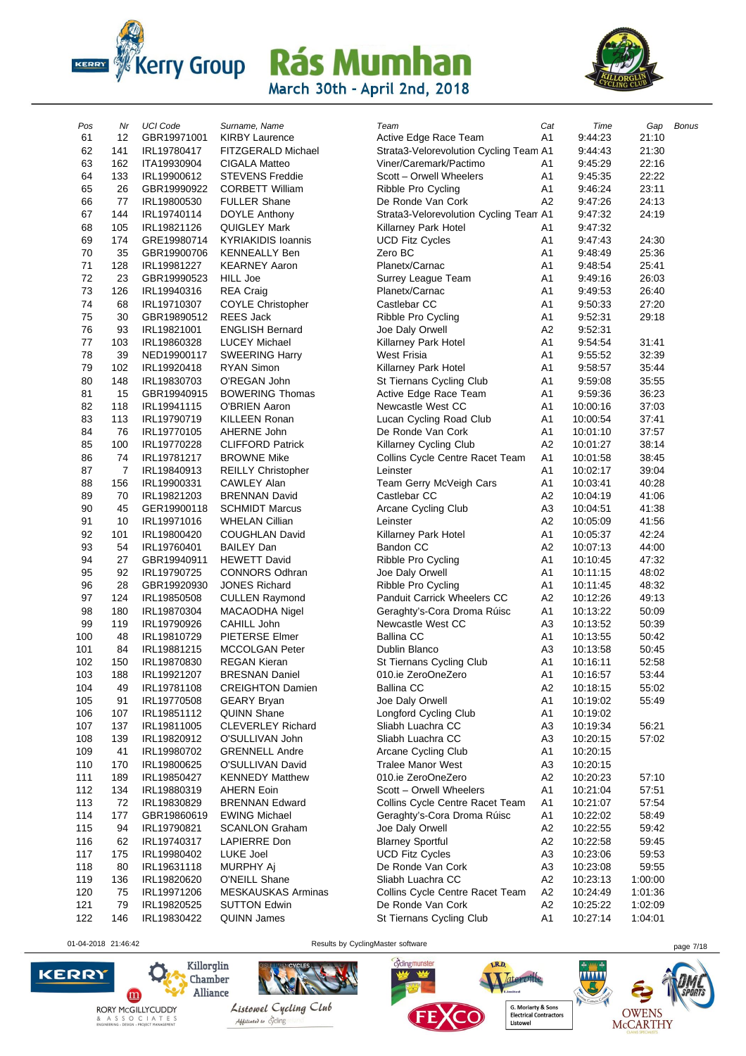# Kerry Group Rás Mumhan

March 30th - April 2nd, 2018

| Pos | Nr | UCI Code | Surname, Name | Team | Cat | Time | Gap | Bonus |
|---|---|---|---|---|---|---|---|---|
| 61 | 12 | GBR19971001 | KIRBY Laurence | Active Edge Race Team | A1 | 9:44:23 | 21:10 | |
| 62 | 141 | IRL19780417 | FITZGERALD Michael | Strata3-Velorevolution Cycling Team | A1 | 9:44:43 | 21:30 | |
| 63 | 162 | ITA19930904 | CIGALA Matteo | Viner/Caremark/Pactimo | A1 | 9:45:29 | 22:16 | |
| 64 | 133 | IRL19900612 | STEVENS Freddie | Scott – Orwell Wheelers | A1 | 9:45:35 | 22:22 | |
| 65 | 26 | GBR19990922 | CORBETT William | Ribble Pro Cycling | A1 | 9:46:24 | 23:11 | |
| 66 | 77 | IRL19800530 | FULLER Shane | De Ronde Van Cork | A2 | 9:47:26 | 24:13 | |
| 67 | 144 | IRL19740114 | DOYLE Anthony | Strata3-Velorevolution Cycling Tean | A1 | 9:47:32 | 24:19 | |
| 68 | 105 | IRL19821126 | QUIGLEY Mark | Killarney Park Hotel | A1 | 9:47:32 | | |
| 69 | 174 | GRE19980714 | KYRIAKIDIS Ioannis | UCD Fitz Cycles | A1 | 9:47:43 | 24:30 | |
| 70 | 35 | GBR19900706 | KENNEALLY Ben | Zero BC | A1 | 9:48:49 | 25:36 | |
| 71 | 128 | IRL19981227 | KEARNEY Aaron | Planetx/Carnac | A1 | 9:48:54 | 25:41 | |
| 72 | 23 | GBR19990523 | HILL Joe | Surrey League Team | A1 | 9:49:16 | 26:03 | |
| 73 | 126 | IRL19940316 | REA Craig | Planetx/Carnac | A1 | 9:49:53 | 26:40 | |
| 74 | 68 | IRL19710307 | COYLE Christopher | Castlebar CC | A1 | 9:50:33 | 27:20 | |
| 75 | 30 | GBR19890512 | REES Jack | Ribble Pro Cycling | A1 | 9:52:31 | 29:18 | |
| 76 | 93 | IRL19821001 | ENGLISH Bernard | Joe Daly Orwell | A2 | 9:52:31 | | |
| 77 | 103 | IRL19860328 | LUCEY Michael | Killarney Park Hotel | A1 | 9:54:54 | 31:41 | |
| 78 | 39 | NED19900117 | SWEERING Harry | West Frisia | A1 | 9:55:52 | 32:39 | |
| 79 | 102 | IRL19920418 | RYAN Simon | Killarney Park Hotel | A1 | 9:58:57 | 35:44 | |
| 80 | 148 | IRL19830703 | O'REGAN John | St Tiernans Cycling Club | A1 | 9:59:08 | 35:55 | |
| 81 | 15 | GBR19940915 | BOWERING Thomas | Active Edge Race Team | A1 | 9:59:36 | 36:23 | |
| 82 | 118 | IRL19941115 | O'BRIEN Aaron | Newcastle West CC | A1 | 10:00:16 | 37:03 | |
| 83 | 113 | IRL19790719 | KILLEEN Ronan | Lucan Cycling Road Club | A1 | 10:00:54 | 37:41 | |
| 84 | 76 | IRL19770105 | AHERNE John | De Ronde Van Cork | A1 | 10:01:10 | 37:57 | |
| 85 | 100 | IRL19770228 | CLIFFORD Patrick | Killarney Cycling Club | A2 | 10:01:27 | 38:14 | |
| 86 | 74 | IRL19781217 | BROWNE Mike | Collins Cycle Centre Racet Team | A1 | 10:01:58 | 38:45 | |
| 87 | 7 | IRL19840913 | REILLY Christopher | Leinster | A1 | 10:02:17 | 39:04 | |
| 88 | 156 | IRL19900331 | CAWLEY Alan | Team Gerry McVeigh Cars | A1 | 10:03:41 | 40:28 | |
| 89 | 70 | IRL19821203 | BRENNAN David | Castlebar CC | A2 | 10:04:19 | 41:06 | |
| 90 | 45 | GER19900118 | SCHMIDT Marcus | Arcane Cycling Club | A3 | 10:04:51 | 41:38 | |
| 91 | 10 | IRL19971016 | WHELAN Cillian | Leinster | A2 | 10:05:09 | 41:56 | |
| 92 | 101 | IRL19800420 | COUGHLAN David | Killarney Park Hotel | A1 | 10:05:37 | 42:24 | |
| 93 | 54 | IRL19760401 | BAILEY Dan | Bandon CC | A2 | 10:07:13 | 44:00 | |
| 94 | 27 | GBR19940911 | HEWETT David | Ribble Pro Cycling | A1 | 10:10:45 | 47:32 | |
| 95 | 92 | IRL19790725 | CONNORS Odhran | Joe Daly Orwell | A1 | 10:11:15 | 48:02 | |
| 96 | 28 | GBR19920930 | JONES Richard | Ribble Pro Cycling | A1 | 10:11:45 | 48:32 | |
| 97 | 124 | IRL19850508 | CULLEN Raymond | Panduit Carrick Wheelers CC | A2 | 10:12:26 | 49:13 | |
| 98 | 180 | IRL19870304 | MACADHA Nigel | Geraghty's-Cora Droma Rúisc | A1 | 10:13:22 | 50:09 | |
| 99 | 119 | IRL19790926 | CAHILL John | Newcastle West CC | A3 | 10:13:52 | 50:39 | |
| 100 | 48 | IRL19810729 | PIETERSE Elmer | Ballina CC | A1 | 10:13:55 | 50:42 | |
| 101 | 84 | IRL19881215 | MCCOLGAN Peter | Dublin Blanco | A3 | 10:13:58 | 50:45 | |
| 102 | 150 | IRL19870830 | REGAN Kieran | St Tiernans Cycling Club | A1 | 10:16:11 | 52:58 | |
| 103 | 188 | IRL19921207 | BRESNAN Daniel | 010.ie ZeroOneZero | A1 | 10:16:57 | 53:44 | |
| 104 | 49 | IRL19781108 | CREIGHTON Damien | Ballina CC | A2 | 10:18:15 | 55:02 | |
| 105 | 91 | IRL19770508 | GEARY Bryan | Joe Daly Orwell | A1 | 10:19:02 | 55:49 | |
| 106 | 107 | IRL19851112 | QUINN Shane | Longford Cycling Club | A1 | 10:19:02 | | |
| 107 | 137 | IRL19811005 | CLEVERLEY Richard | Sliabh Luachra CC | A3 | 10:19:34 | 56:21 | |
| 108 | 139 | IRL19820912 | O'SULLIVAN John | Sliabh Luachra CC | A3 | 10:20:15 | 57:02 | |
| 109 | 41 | IRL19980702 | KENNELL Andre | Arcane Cycling Club | A1 | 10:20:15 | | |
| 110 | 170 | IRL19800625 | O'SULLIVAN David | Tralee Manor West | A3 | 10:20:15 | | |
| 111 | 189 | IRL19850427 | KENNEDY Matthew | 010.ie ZeroOneZero | A2 | 10:20:23 | 57:10 | |
| 112 | 134 | IRL19880319 | AHERN Eoin | Scott – Orwell Wheelers | A1 | 10:21:04 | 57:51 | |
| 113 | 72 | IRL19830829 | BRENNAN Edward | Collins Cycle Centre Racet Team | A1 | 10:21:07 | 57:54 | |
| 114 | 177 | GBR19860619 | EWING Michael | Geraghty's-Cora Droma Rúisc | A1 | 10:22:02 | 58:49 | |
| 115 | 94 | IRL19790821 | SCANLON Graham | Joe Daly Orwell | A2 | 10:22:55 | 59:42 | |
| 116 | 62 | IRL19740317 | LAPIERRE Don | Blarney Sportful | A2 | 10:22:58 | 59:45 | |
| 117 | 175 | IRL19980402 | LUKE Joel | UCD Fitz Cycles | A3 | 10:23:06 | 59:53 | |
| 118 | 80 | IRL19631118 | MURPHY Aj | De Ronde Van Cork | A3 | 10:23:08 | 59:55 | |
| 119 | 136 | IRL19820620 | O'NEILL Shane | Sliabh Luachra CC | A2 | 10:23:13 | 1:00:00 | |
| 120 | 75 | IRL19971206 | MESKAUSKAS Arminas | Collins Cycle Centre Racet Team | A2 | 10:24:49 | 1:01:36 | |
| 121 | 79 | IRL19820525 | SUTTON Edwin | De Ronde Van Cork | A2 | 10:25:22 | 1:02:09 | |
| 122 | 146 | IRL19830422 | QUINN James | St Tiernans Cycling Club | A1 | 10:27:14 | 1:04:01 | |

01-04-2018 21:46:42 Results by CyclingMaster software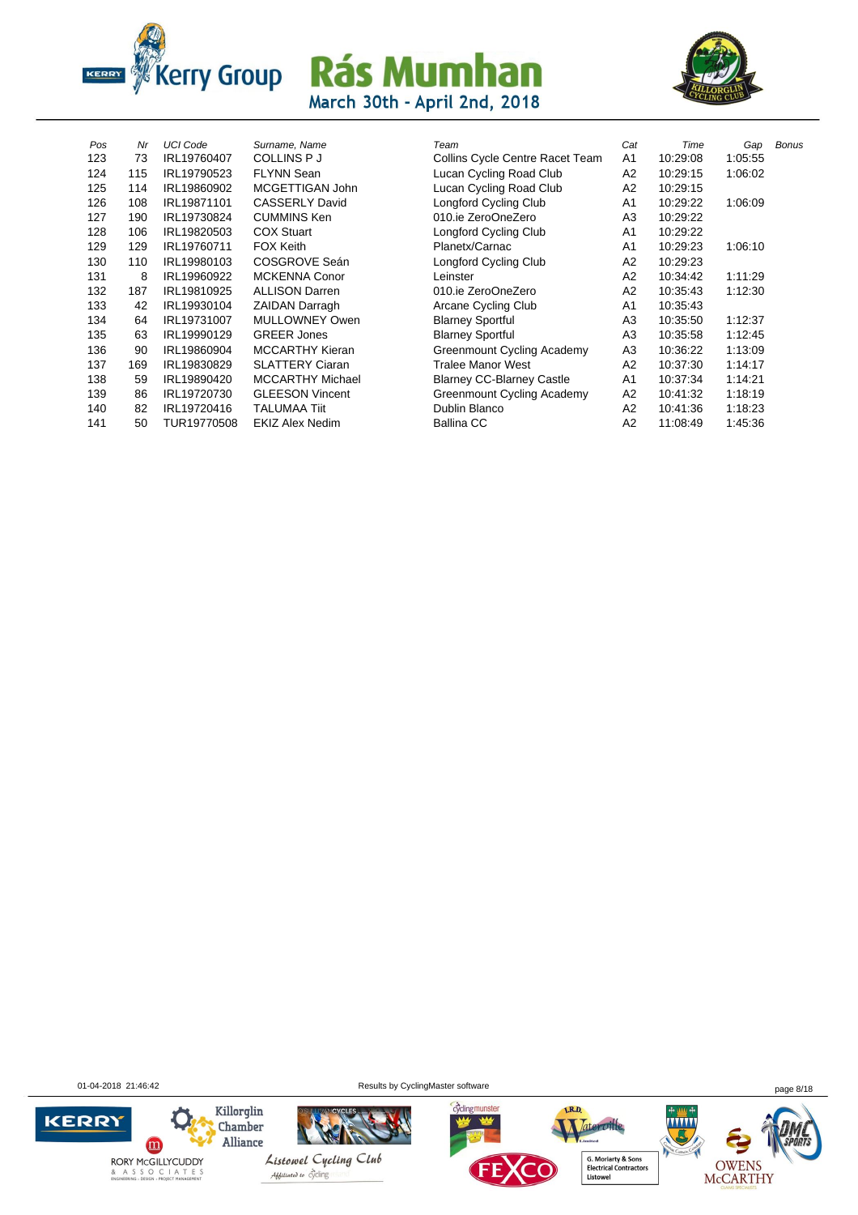# Rás Mumhan

March 30th - April 2nd, 2018

| Pos | Nr | UCI Code | Surname, Name | Team | Cat | Time | Gap | Bonus |
|---|---|---|---|---|---|---|---|---|
| 123 | 73 | IRL19760407 | COLLINS P J | Collins Cycle Centre Racet Team | A1 | 10:29:08 | 1:05:55 | |
| 124 | 115 | IRL19790523 | FLYNN Sean | Lucan Cycling Road Club | A2 | 10:29:15 | 1:06:02 | |
| 125 | 114 | IRL19860902 | MCGETTIGAN John | Lucan Cycling Road Club | A2 | 10:29:15 | | |
| 126 | 108 | IRL19871101 | CASSERLY David | Longford Cycling Club | A1 | 10:29:22 | 1:06:09 | |
| 127 | 190 | IRL19730824 | CUMMINS Ken | 010.ie ZeroOneZero | A3 | 10:29:22 | | |
| 128 | 106 | IRL19820503 | COX Stuart | Longford Cycling Club | A1 | 10:29:22 | | |
| 129 | 129 | IRL19760711 | FOX Keith | Planetx/Carnac | A1 | 10:29:23 | 1:06:10 | |
| 130 | 110 | IRL19980103 | COSGROVE Seán | Longford Cycling Club | A2 | 10:29:23 | | |
| 131 | 8 | IRL19960922 | MCKENNA Conor | Leinster | A2 | 10:34:42 | 1:11:29 | |
| 132 | 187 | IRL19810925 | ALLISON Darren | 010.ie ZeroOneZero | A2 | 10:35:43 | 1:12:30 | |
| 133 | 42 | IRL19930104 | ZAIDAN Darragh | Arcane Cycling Club | A1 | 10:35:43 | | |
| 134 | 64 | IRL19731007 | MULLOWNEY Owen | Blarney Sportful | A3 | 10:35:50 | 1:12:37 | |
| 135 | 63 | IRL19990129 | GREER Jones | Blarney Sportful | A3 | 10:35:58 | 1:12:45 | |
| 136 | 90 | IRL19860904 | MCCARTHY Kieran | Greenmount Cycling Academy | A3 | 10:36:22 | 1:13:09 | |
| 137 | 169 | IRL19830829 | SLATTERY Ciaran | Tralee Manor West | A2 | 10:37:30 | 1:14:17 | |
| 138 | 59 | IRL19890420 | MCCARTHY Michael | Blarney CC-Blarney Castle | A1 | 10:37:34 | 1:14:21 | |
| 139 | 86 | IRL19720730 | GLEESON Vincent | Greenmount Cycling Academy | A2 | 10:41:32 | 1:18:19 | |
| 140 | 82 | IRL19720416 | TALUMAA Tiit | Dublin Blanco | A2 | 10:41:36 | 1:18:23 | |
| 141 | 50 | TUR19770508 | EKIZ Alex Nedim | Ballina CC | A2 | 11:08:49 | 1:45:36 | |

01-04-2018 21:46:42 Results by CyclingMaster software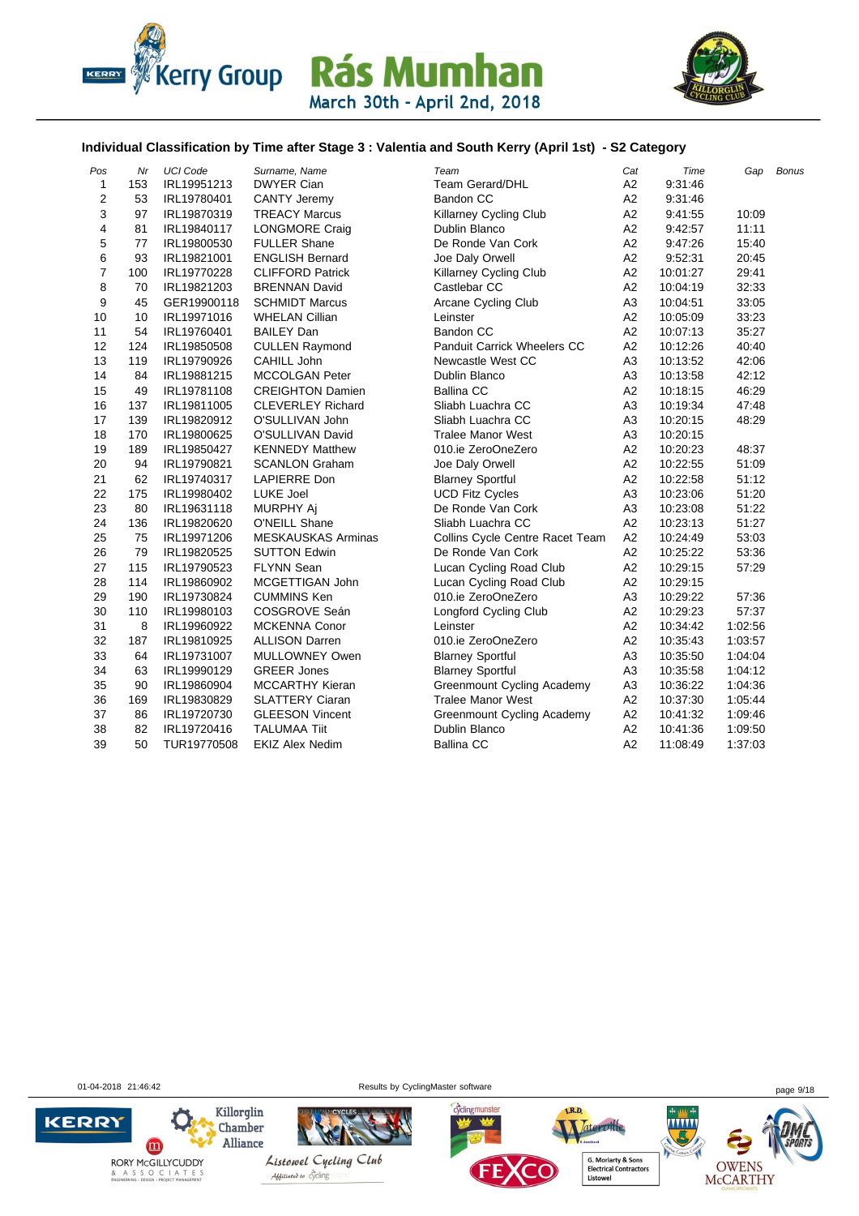# Individual Classification by Time after Stage 3 : Valentia and South Kerry (April 1st) - S2 Category

| Pos | Nr | UCI Code | Surname, Name | Team | Cat | Time | Gap | Bonus |
|---|---|---|---|---|---|---|---|---|
| 1 | 153 | IRL19951213 | DWYER Cian | Team Gerard/DHL | A2 | 9:31:46 | | |
| 2 | 53 | IRL19780401 | CANTY Jeremy | Bandon CC | A2 | 9:31:46 | | |
| 3 | 97 | IRL19870319 | TREACY Marcus | Killarney Cycling Club | A2 | 9:41:55 | 10:09 | |
| 4 | 81 | IRL19840117 | LONGMORE Craig | Dublin Blanco | A2 | 9:42:57 | 11:11 | |
| 5 | 77 | IRL19800530 | FULLER Shane | De Ronde Van Cork | A2 | 9:47:26 | 15:40 | |
| 6 | 93 | IRL19821001 | ENGLISH Bernard | Joe Daly Orwell | A2 | 9:52:31 | 20:45 | |
| 7 | 100 | IRL19770228 | CLIFFORD Patrick | Killarney Cycling Club | A2 | 10:01:27 | 29:41 | |
| 8 | 70 | IRL19821203 | BRENNAN David | Castlebar CC | A2 | 10:04:19 | 32:33 | |
| 9 | 45 | GER19900118 | SCHMIDT Marcus | Arcane Cycling Club | A3 | 10:04:51 | 33:05 | |
| 10 | 10 | IRL19971016 | WHELAN Cillian | Leinster | A2 | 10:05:09 | 33:23 | |
| 11 | 54 | IRL19760401 | BAILEY Dan | Bandon CC | A2 | 10:07:13 | 35:27 | |
| 12 | 124 | IRL19850508 | CULLEN Raymond | Panduit Carrick Wheelers CC | A2 | 10:12:26 | 40:40 | |
| 13 | 119 | IRL19790926 | CAHILL John | Newcastle West CC | A3 | 10:13:52 | 42:06 | |
| 14 | 84 | IRL19881215 | MCCOLGAN Peter | Dublin Blanco | A3 | 10:13:58 | 42:12 | |
| 15 | 49 | IRL19781108 | CREIGHTON Damien | Ballina CC | A2 | 10:18:15 | 46:29 | |
| 16 | 137 | IRL19811005 | CLEVERLEY Richard | Sliabh Luachra CC | A3 | 10:19:34 | 47:48 | |
| 17 | 139 | IRL19820912 | O'SULLIVAN John | Sliabh Luachra CC | A3 | 10:20:15 | 48:29 | |
| 18 | 170 | IRL19800625 | O'SULLIVAN David | Tralee Manor West | A3 | 10:20:15 | | |
| 19 | 189 | IRL19850427 | KENNEDY Matthew | 010.ie ZeroOneZero | A2 | 10:20:23 | 48:37 | |
| 20 | 94 | IRL19790821 | SCANLON Graham | Joe Daly Orwell | A2 | 10:22:55 | 51:09 | |
| 21 | 62 | IRL19740317 | LAPIERRE Don | Blarney Sportful | A2 | 10:22:58 | 51:12 | |
| 22 | 175 | IRL19980402 | LUKE Joel | UCD Fitz Cycles | A3 | 10:23:06 | 51:20 | |
| 23 | 80 | IRL19631118 | MURPHY Aj | De Ronde Van Cork | A3 | 10:23:08 | 51:22 | |
| 24 | 136 | IRL19820620 | O'NEILL Shane | Sliabh Luachra CC | A2 | 10:23:13 | 51:27 | |
| 25 | 75 | IRL19971206 | MESKAUSKAS Arminas | Collins Cycle Centre Racet Team | A2 | 10:24:49 | 53:03 | |
| 26 | 79 | IRL19820525 | SUTTON Edwin | De Ronde Van Cork | A2 | 10:25:22 | 53:36 | |
| 27 | 115 | IRL19790523 | FLYNN Sean | Lucan Cycling Road Club | A2 | 10:29:15 | 57:29 | |
| 28 | 114 | IRL19860902 | MCGETTIGAN John | Lucan Cycling Road Club | A2 | 10:29:15 | | |
| 29 | 190 | IRL19730824 | CUMMINS Ken | 010.ie ZeroOneZero | A3 | 10:29:22 | 57:36 | |
| 30 | 110 | IRL19980103 | COSGROVE Seán | Longford Cycling Club | A2 | 10:29:23 | 57:37 | |
| 31 | 8 | IRL19960922 | MCKENNA Conor | Leinster | A2 | 10:34:42 | 1:02:56 | |
| 32 | 187 | IRL19810925 | ALLISON Darren | 010.ie ZeroOneZero | A2 | 10:35:43 | 1:03:57 | |
| 33 | 64 | IRL19731007 | MULLOWNEY Owen | Blarney Sportful | A3 | 10:35:50 | 1:04:04 | |
| 34 | 63 | IRL19990129 | GREER Jones | Blarney Sportful | A3 | 10:35:58 | 1:04:12 | |
| 35 | 90 | IRL19860904 | MCCARTHY Kieran | Greenmount Cycling Academy | A3 | 10:36:22 | 1:04:36 | |
| 36 | 169 | IRL19830829 | SLATTERY Ciaran | Tralee Manor West | A2 | 10:37:30 | 1:05:44 | |
| 37 | 86 | IRL19720730 | GLEESON Vincent | Greenmount Cycling Academy | A2 | 10:41:32 | 1:09:46 | |
| 38 | 82 | IRL19720416 | TALUMAA Tiit | Dublin Blanco | A2 | 10:41:36 | 1:09:50 | |
| 39 | 50 | TUR19770508 | EKIZ Alex Nedim | Ballina CC | A2 | 11:08:49 | 1:37:03 | |

01-04-2018 21:46:42 Results by CyclingMaster software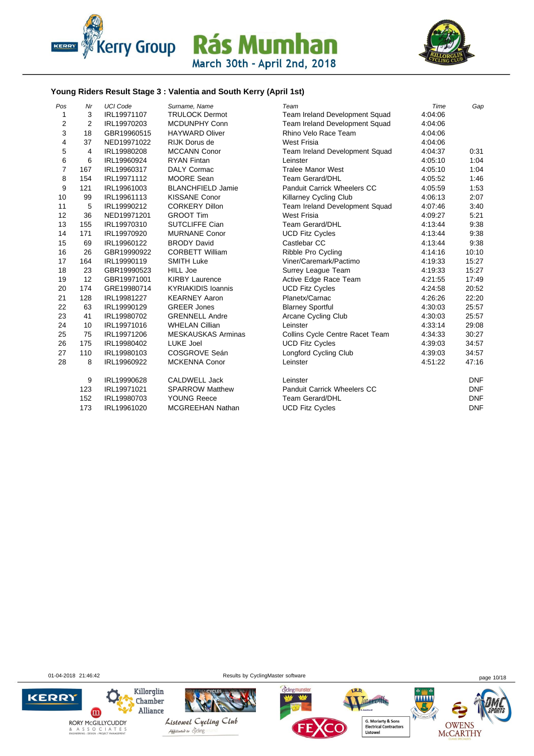# Rás Mumhan

March 30th - April 2nd, 2018

### Young Riders Result Stage 3 : Valentia and South Kerry (April 1st)

| Pos | Nr | UCI Code | Surname, Name | Team | Time | Gap |
|---|---|---|---|---|---|---|
| 1 | 3 | IRL19971107 | TRULOCK Dermot | Team Ireland Development Squad | 4:04:06 | |
| 2 | 2 | IRL19970203 | MCDUNPHY Conn | Team Ireland Development Squad | 4:04:06 | |
| 3 | 18 | GBR19960515 | HAYWARD Oliver | Rhino Velo Race Team | 4:04:06 | |
| 4 | 37 | NED19971022 | RIJK Dorus de | West Frisia | 4:04:06 | |
| 5 | 4 | IRL19980208 | MCCANN Conor | Team Ireland Development Squad | 4:04:37 | 0:31 |
| 6 | 6 | IRL19960924 | RYAN Fintan | Leinster | 4:05:10 | 1:04 |
| 7 | 167 | IRL19960317 | DALY Cormac | Tralee Manor West | 4:05:10 | 1:04 |
| 8 | 154 | IRL19971112 | MOORE Sean | Team Gerard/DHL | 4:05:52 | 1:46 |
| 9 | 121 | IRL19961003 | BLANCHFIELD Jamie | Panduit Carrick Wheelers CC | 4:05:59 | 1:53 |
| 10 | 99 | IRL19961113 | KISSANE Conor | Killarney Cycling Club | 4:06:13 | 2:07 |
| 11 | 5 | IRL19990212 | CORKERY Dillon | Team Ireland Development Squad | 4:07:46 | 3:40 |
| 12 | 36 | NED19971201 | GROOT Tim | West Frisia | 4:09:27 | 5:21 |
| 13 | 155 | IRL19970310 | SUTCLIFFE Cian | Team Gerard/DHL | 4:13:44 | 9:38 |
| 14 | 171 | IRL19970920 | MURNANE Conor | UCD Fitz Cycles | 4:13:44 | 9:38 |
| 15 | 69 | IRL19960122 | BRODY David | Castlebar CC | 4:13:44 | 9:38 |
| 16 | 26 | GBR19990922 | CORBETT William | Ribble Pro Cycling | 4:14:16 | 10:10 |
| 17 | 164 | IRL19990119 | SMITH Luke | Viner/Caremark/Pactimo | 4:19:33 | 15:27 |
| 18 | 23 | GBR19990523 | HILL Joe | Surrey League Team | 4:19:33 | 15:27 |
| 19 | 12 | GBR19971001 | KIRBY Laurence | Active Edge Race Team | 4:21:55 | 17:49 |
| 20 | 174 | GRE19980714 | KYRIAKIDIS Ioannis | UCD Fitz Cycles | 4:24:58 | 20:52 |
| 21 | 128 | IRL19981227 | KEARNEY Aaron | Planetx/Carnac | 4:26:26 | 22:20 |
| 22 | 63 | IRL19990129 | GREER Jones | Blarney Sportful | 4:30:03 | 25:57 |
| 23 | 41 | IRL19980702 | GRENNELL Andre | Arcane Cycling Club | 4:30:03 | 25:57 |
| 24 | 10 | IRL19971016 | WHELAN Cillian | Leinster | 4:33:14 | 29:08 |
| 25 | 75 | IRL19971206 | MESKAUSKAS Arminas | Collins Cycle Centre Racet Team | 4:34:33 | 30:27 |
| 26 | 175 | IRL19980402 | LUKE Joel | UCD Fitz Cycles | 4:39:03 | 34:57 |
| 27 | 110 | IRL19980103 | COSGROVE Seán | Longford Cycling Club | 4:39:03 | 34:57 |
| 28 | 8 | IRL19960922 | MCKENNA Conor | Leinster | 4:51:22 | 47:16 |
| | 9 | IRL19990628 | CALDWELL Jack | Leinster | | DNF |
| | 123 | IRL19971021 | SPARROW Matthew | Panduit Carrick Wheelers CC | | DNF |
| | 152 | IRL19980703 | YOUNG Reece | Team Gerard/DHL | | DNF |
| | 173 | IRL19961020 | MCGREEHAN Nathan | UCD Fitz Cycles | | DNF |

01-04-2018 21:46:42 Results by CyclingMaster software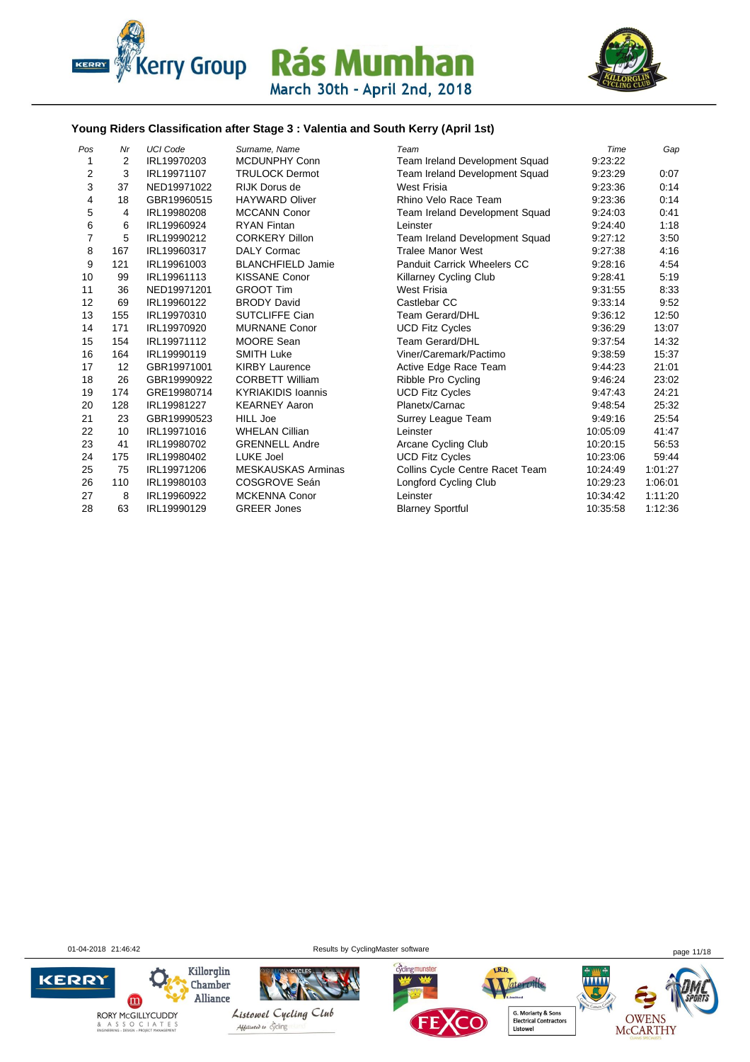Kerry Group Rás Mumhan

March 30th - April 2nd, 2018

### Young Riders Classification after Stage 3 : Valentia and South Kerry (April 1st)

| Pos | Nr | UCI Code | Surname, Name | Team | Time | Gap |
|---|---|---|---|---|---|---|
| 1 | 2 | IRL19970203 | MCDUNPHY Conn | Team Ireland Development Squad | 9:23:22 | |
| 2 | 3 | IRL19971107 | TRULOCK Dermot | Team Ireland Development Squad | 9:23:29 | 0:07 |
| 3 | 37 | NED19971022 | RIJK Dorus de | West Frisia | 9:23:36 | 0:14 |
| 4 | 18 | GBR19960515 | HAYWARD Oliver | Rhino Velo Race Team | 9:23:36 | 0:14 |
| 5 | 4 | IRL19980208 | MCCANN Conor | Team Ireland Development Squad | 9:24:03 | 0:41 |
| 6 | 6 | IRL19960924 | RYAN Fintan | Leinster | 9:24:40 | 1:18 |
| 7 | 5 | IRL19990212 | CORKERY Dillon | Team Ireland Development Squad | 9:27:12 | 3:50 |
| 8 | 167 | IRL19960317 | DALY Cormac | Tralee Manor West | 9:27:38 | 4:16 |
| 9 | 121 | IRL19961003 | BLANCHFIELD Jamie | Panduit Carrick Wheelers CC | 9:28:16 | 4:54 |
| 10 | 99 | IRL19961113 | KISSANE Conor | Killarney Cycling Club | 9:28:41 | 5:19 |
| 11 | 36 | NED19971201 | GROOT Tim | West Frisia | 9:31:55 | 8:33 |
| 12 | 69 | IRL19960122 | BRODY David | Castlebar CC | 9:33:14 | 9:52 |
| 13 | 155 | IRL19970310 | SUTCLIFFE Cian | Team Gerard/DHL | 9:36:12 | 12:50 |
| 14 | 171 | IRL19970920 | MURNANE Conor | UCD Fitz Cycles | 9:36:29 | 13:07 |
| 15 | 154 | IRL19971112 | MOORE Sean | Team Gerard/DHL | 9:37:54 | 14:32 |
| 16 | 164 | IRL19990119 | SMITH Luke | Viner/Caremark/Pactimo | 9:38:59 | 15:37 |
| 17 | 12 | GBR19971001 | KIRBY Laurence | Active Edge Race Team | 9:44:23 | 21:01 |
| 18 | 26 | GBR19990922 | CORBETT William | Ribble Pro Cycling | 9:46:24 | 23:02 |
| 19 | 174 | GRE19980714 | KYRIAKIDIS Ioannis | UCD Fitz Cycles | 9:47:43 | 24:21 |
| 20 | 128 | IRL19981227 | KEARNEY Aaron | Planetx/Carnac | 9:48:54 | 25:32 |
| 21 | 23 | GBR19990523 | HILL Joe | Surrey League Team | 9:49:16 | 25:54 |
| 22 | 10 | IRL19971016 | WHELAN Cillian | Leinster | 10:05:09 | 41:47 |
| 23 | 41 | IRL19980702 | GRENNELL Andre | Arcane Cycling Club | 10:20:15 | 56:53 |
| 24 | 175 | IRL19980402 | LUKE Joel | UCD Fitz Cycles | 10:23:06 | 59:44 |
| 25 | 75 | IRL19971206 | MESKAUSKAS Arminas | Collins Cycle Centre Racet Team | 10:24:49 | 1:01:27 |
| 26 | 110 | IRL19980103 | COSGROVE Seán | Longford Cycling Club | 10:29:23 | 1:06:01 |
| 27 | 8 | IRL19960922 | MCKENNA Conor | Leinster | 10:34:42 | 1:11:20 |
| 28 | 63 | IRL19990129 | GREER Jones | Blarney Sportful | 10:35:58 | 1:12:36 |

01-04-2018 21:46:42 Results by CyclingMaster software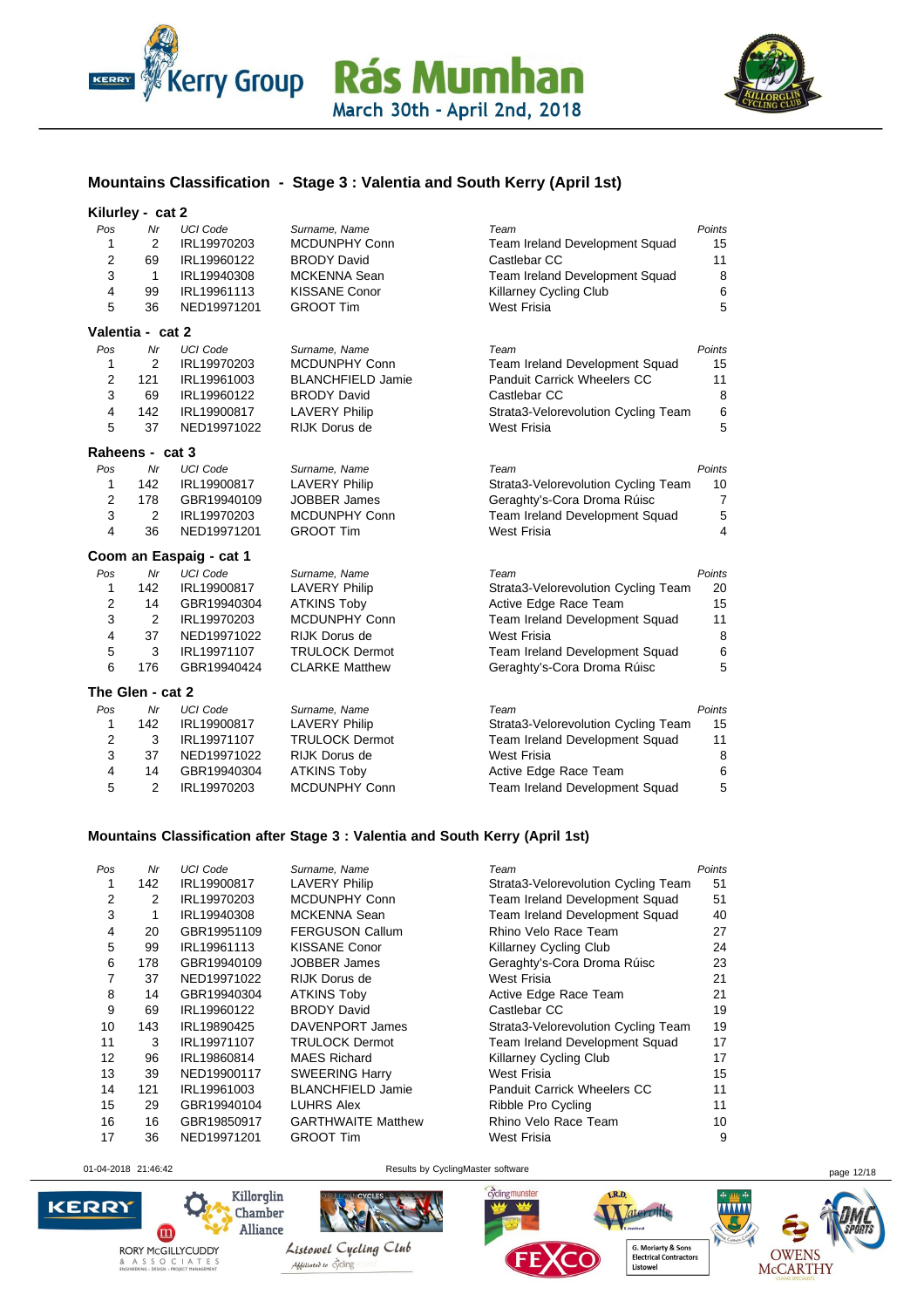## Mountains Classification - Stage 3 : Valentia and South Kerry (April 1st)

### Kilurley - cat 2

| Pos | Nr | UCI Code | Surname, Name | Team | Points |
|---|---|---|---|---|---|
| 1 | 2 | IRL19970203 | MCDUNPHY Conn | Team Ireland Development Squad | 15 |
| 2 | 69 | IRL19960122 | BRODY David | Castlebar CC | 11 |
| 3 | 1 | IRL19940308 | MCKENNA Sean | Team Ireland Development Squad | 8 |
| 4 | 99 | IRL19961113 | KISSANE Conor | Killarney Cycling Club | 6 |
| 5 | 36 | NED19971201 | GROOT Tim | West Frisia | 5 |

### Valentia - cat 2

| Pos | Nr | UCI Code | Surname, Name | Team | Points |
|---|---|---|---|---|---|
| 1 | 2 | IRL19970203 | MCDUNPHY Conn | Team Ireland Development Squad | 15 |
| 2 | 121 | IRL19961003 | BLANCHFIELD Jamie | Panduit Carrick Wheelers CC | 11 |
| 3 | 69 | IRL19960122 | BRODY David | Castlebar CC | 8 |
| 4 | 142 | IRL19900817 | LAVERY Philip | Strata3-Velorevolution Cycling Team | 6 |
| 5 | 37 | NED19971022 | RIJK Dorus de | West Frisia | 5 |

### Raheens - cat 3

| Pos | Nr | UCI Code | Surname, Name | Team | Points |
|---|---|---|---|---|---|
| 1 | 142 | IRL19900817 | LAVERY Philip | Strata3-Velorevolution Cycling Team | 10 |
| 2 | 178 | GBR19940109 | JOBBER James | Geraghty's-Cora Droma Rúisc | 7 |
| 3 | 2 | IRL19970203 | MCDUNPHY Conn | Team Ireland Development Squad | 5 |
| 4 | 36 | NED19971201 | GROOT Tim | West Frisia | 4 |

### Coom an Easpaig - cat 1

| Pos | Nr | UCI Code | Surname, Name | Team | Points |
|---|---|---|---|---|---|
| 1 | 142 | IRL19900817 | LAVERY Philip | Strata3-Velorevolution Cycling Team | 20 |
| 2 | 14 | GBR19940304 | ATKINS Toby | Active Edge Race Team | 15 |
| 3 | 2 | IRL19970203 | MCDUNPHY Conn | Team Ireland Development Squad | 11 |
| 4 | 37 | NED19971022 | RIJK Dorus de | West Frisia | 8 |
| 5 | 3 | IRL19971107 | TRULOCK Dermot | Team Ireland Development Squad | 6 |
| 6 | 176 | GBR19940424 | CLARKE Matthew | Geraghty's-Cora Droma Rúisc | 5 |

### The Glen - cat 2

| Pos | Nr | UCI Code | Surname, Name | Team | Points |
|---|---|---|---|---|---|
| 1 | 142 | IRL19900817 | LAVERY Philip | Strata3-Velorevolution Cycling Team | 15 |
| 2 | 3 | IRL19971107 | TRULOCK Dermot | Team Ireland Development Squad | 11 |
| 3 | 37 | NED19971022 | RIJK Dorus de | West Frisia | 8 |
| 4 | 14 | GBR19940304 | ATKINS Toby | Active Edge Race Team | 6 |
| 5 | 2 | IRL19970203 | MCDUNPHY Conn | Team Ireland Development Squad | 5 |

## Mountains Classification after Stage 3 : Valentia and South Kerry (April 1st)

| Pos | Nr | UCI Code | Surname, Name | Team | Points |
|---|---|---|---|---|---|
| 1 | 142 | IRL19900817 | LAVERY Philip | Strata3-Velorevolution Cycling Team | 51 |
| 2 | 2 | IRL19970203 | MCDUNPHY Conn | Team Ireland Development Squad | 51 |
| 3 | 1 | IRL19940308 | MCKENNA Sean | Team Ireland Development Squad | 40 |
| 4 | 20 | GBR19951109 | FERGUSON Callum | Rhino Velo Race Team | 27 |
| 5 | 99 | IRL19961113 | KISSANE Conor | Killarney Cycling Club | 24 |
| 6 | 178 | GBR19940109 | JOBBER James | Geraghty's-Cora Droma Rúisc | 23 |
| 7 | 37 | NED19971022 | RIJK Dorus de | West Frisia | 21 |
| 8 | 14 | GBR19940304 | ATKINS Toby | Active Edge Race Team | 21 |
| 9 | 69 | IRL19960122 | BRODY David | Castlebar CC | 19 |
| 10 | 143 | IRL19890425 | DAVENPORT James | Strata3-Velorevolution Cycling Team | 19 |
| 11 | 3 | IRL19971107 | TRULOCK Dermot | Team Ireland Development Squad | 17 |
| 12 | 96 | IRL19860814 | MAES Richard | Killarney Cycling Club | 17 |
| 13 | 39 | NED19900117 | SWEERING Harry | West Frisia | 15 |
| 14 | 121 | IRL19961003 | BLANCHFIELD Jamie | Panduit Carrick Wheelers CC | 11 |
| 15 | 29 | GBR19940104 | LUHRS Alex | Ribble Pro Cycling | 11 |
| 16 | 16 | GBR19850917 | GARTHWAITE Matthew | Rhino Velo Race Team | 10 |
| 17 | 36 | NED19971201 | GROOT Tim | West Frisia | 9 |

01-04-2018 21:46:42 Results by CyclingMaster software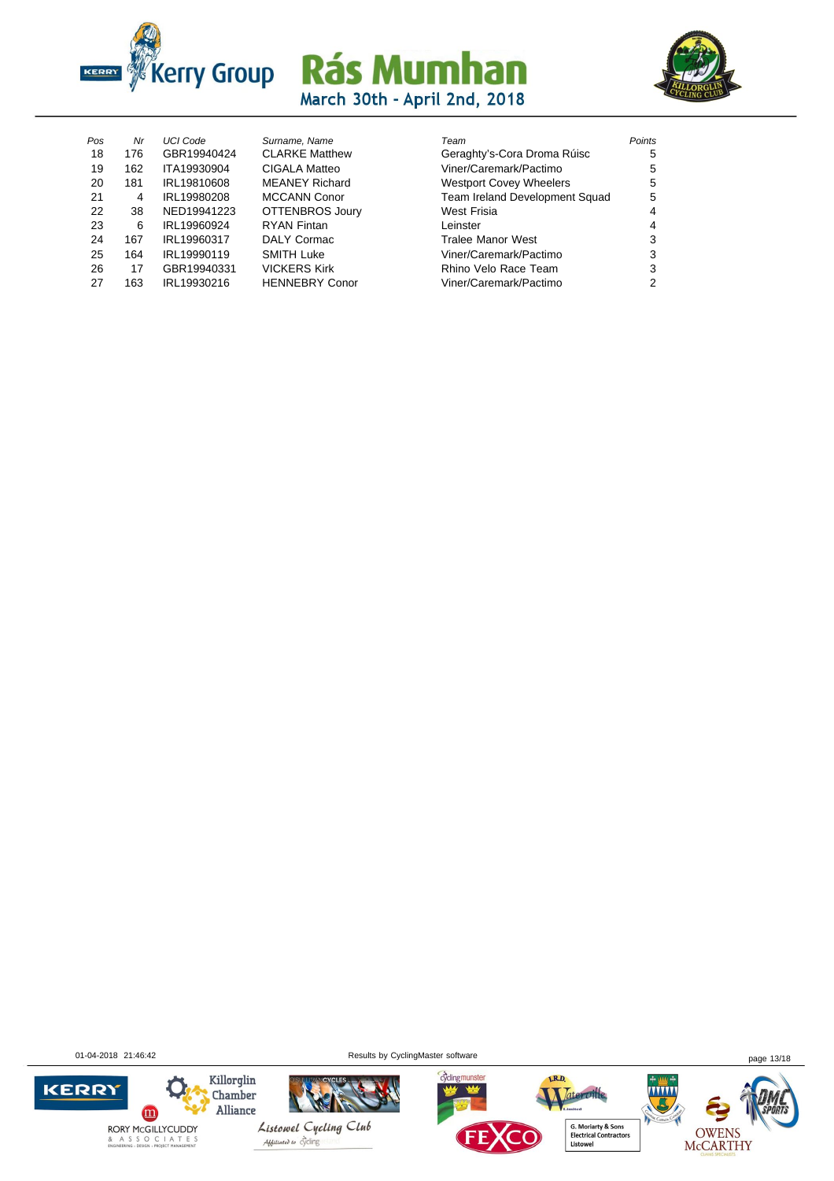| Pos | Nr | UCI Code | Surname, Name | Team | Points |
|---|---|---|---|---|---|
| 18 | 176 | GBR19940424 | CLARKE Matthew | Geraghty's-Cora Droma Rúisc | 5 |
| 19 | 162 | ITA19930904 | CIGALA Matteo | Viner/Caremark/Pactimo | 5 |
| 20 | 181 | IRL19810608 | MEANEY Richard | Westport Covey Wheelers | 5 |
| 21 | 4 | IRL19980208 | MCCANN Conor | Team Ireland Development Squad | 5 |
| 22 | 38 | NED19941223 | OTTENBROS Joury | West Frisia | 4 |
| 23 | 6 | IRL19960924 | RYAN Fintan | Leinster | 4 |
| 24 | 167 | IRL19960317 | DALY Cormac | Tralee Manor West | 3 |
| 25 | 164 | IRL19990119 | SMITH Luke | Viner/Caremark/Pactimo | 3 |
| 26 | 17 | GBR19940331 | VICKERS Kirk | Rhino Velo Race Team | 3 |
| 27 | 163 | IRL19930216 | HENNEBRY Conor | Viner/Caremark/Pactimo | 2 |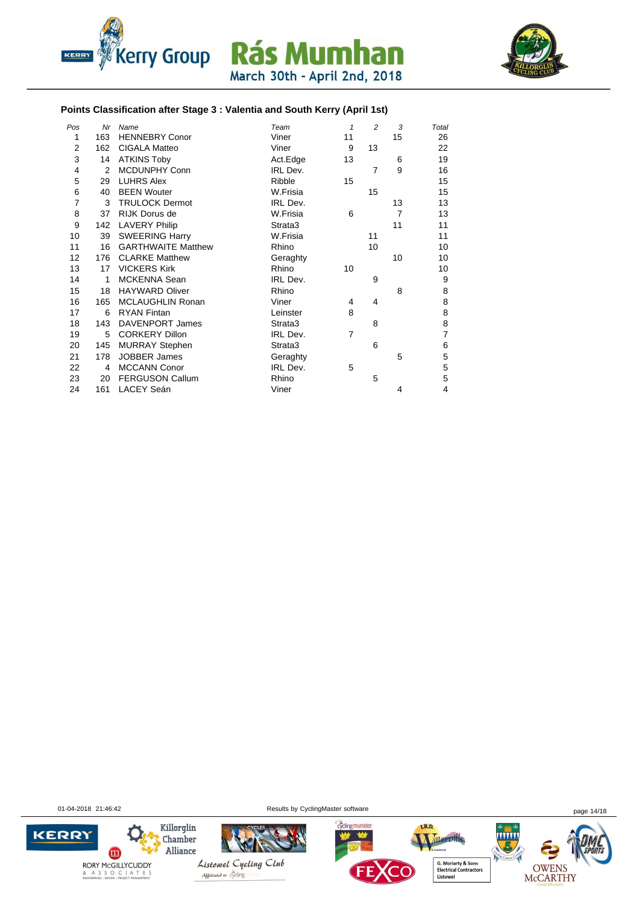# Kerry Group Rás Mumhan

March 30th - April 2nd, 2018

### Points Classification after Stage 3 : Valentia and South Kerry (April 1st)

| Pos | Nr | Name | Team | 1 | 2 | 3 | Total |
|---|---|---|---|---|---|---|---|
| 1 | 163 | HENNEBRY Conor | Viner | 11 | | 15 | 26 |
| 2 | 162 | CIGALA Matteo | Viner | 9 | 13 | | 22 |
| 3 | 14 | ATKINS Toby | Act.Edge | 13 | | 6 | 19 |
| 4 | 2 | MCDUNPHY Conn | IRL Dev. | | 7 | 9 | 16 |
| 5 | 29 | LUHRS Alex | Ribble | 15 | | | 15 |
| 6 | 40 | BEEN Wouter | W.Frisia | | 15 | | 15 |
| 7 | 3 | TRULOCK Dermot | IRL Dev. | | | 13 | 13 |
| 8 | 37 | RIJK Dorus de | W.Frisia | 6 | | 7 | 13 |
| 9 | 142 | LAVERY Philip | Strata3 | | | 11 | 11 |
| 10 | 39 | SWEERING Harry | W.Frisia | | 11 | | 11 |
| 11 | 16 | GARTHWAITE Matthew | Rhino | | 10 | | 10 |
| 12 | 176 | CLARKE Matthew | Geraghty | | | 10 | 10 |
| 13 | 17 | VICKERS Kirk | Rhino | 10 | | | 10 |
| 14 | 1 | MCKENNA Sean | IRL Dev. | | 9 | | 9 |
| 15 | 18 | HAYWARD Oliver | Rhino | | | 8 | 8 |
| 16 | 165 | MCLAUGHLIN Ronan | Viner | 4 | 4 | | 8 |
| 17 | 6 | RYAN Fintan | Leinster | 8 | | | 8 |
| 18 | 143 | DAVENPORT James | Strata3 | | 8 | | 8 |
| 19 | 5 | CORKERY Dillon | IRL Dev. | 7 | | | 7 |
| 20 | 145 | MURRAY Stephen | Strata3 | | 6 | | 6 |
| 21 | 178 | JOBBER James | Geraghty | | | 5 | 5 |
| 22 | 4 | MCCANN Conor | IRL Dev. | 5 | | | 5 |
| 23 | 20 | FERGUSON Callum | Rhino | | 5 | | 5 |
| 24 | 161 | LACEY Seán | Viner | | | 4 | 4 |

01-04-2018 21:46:42 Results by CyclingMaster software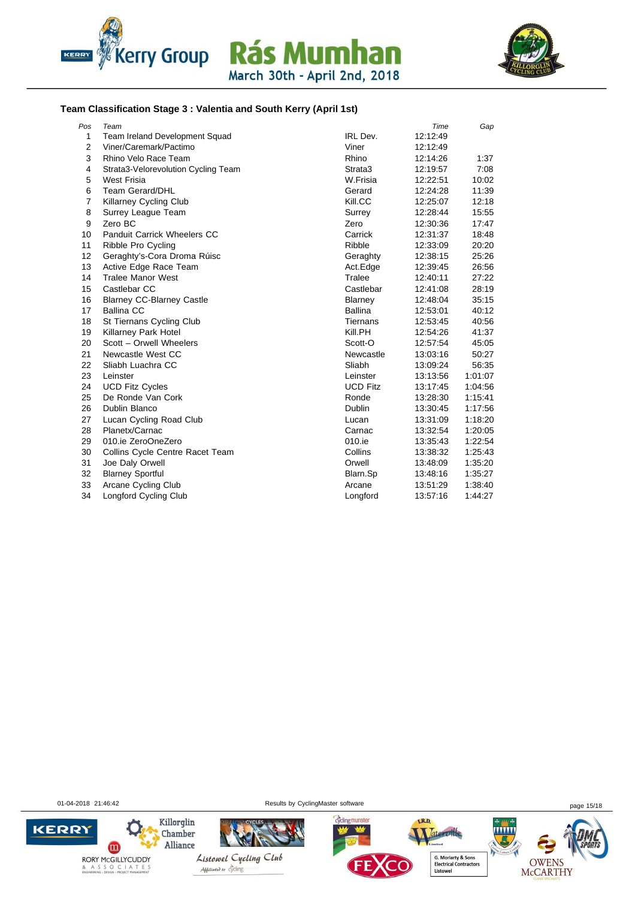# Team Classification Stage 3 : Valentia and South Kerry (April 1st)

| Pos | Team | | Time | Gap |
|---|---|---|---|---|
| 1 | Team Ireland Development Squad | IRL Dev. | 12:12:49 | |
| 2 | Viner/Caremark/Pactimo | Viner | 12:12:49 | |
| 3 | Rhino Velo Race Team | Rhino | 12:14:26 | 1:37 |
| 4 | Strata3-Velorevolution Cycling Team | Strata3 | 12:19:57 | 7:08 |
| 5 | West Frisia | W.Frisia | 12:22:51 | 10:02 |
| 6 | Team Gerard/DHL | Gerard | 12:24:28 | 11:39 |
| 7 | Killarney Cycling Club | Kill.CC | 12:25:07 | 12:18 |
| 8 | Surrey League Team | Surrey | 12:28:44 | 15:55 |
| 9 | Zero BC | Zero | 12:30:36 | 17:47 |
| 10 | Panduit Carrick Wheelers CC | Carrick | 12:31:37 | 18:48 |
| 11 | Ribble Pro Cycling | Ribble | 12:33:09 | 20:20 |
| 12 | Geraghty's-Cora Droma Rúisc | Geraghty | 12:38:15 | 25:26 |
| 13 | Active Edge Race Team | Act.Edge | 12:39:45 | 26:56 |
| 14 | Tralee Manor West | Tralee | 12:40:11 | 27:22 |
| 15 | Castlebar CC | Castlebar | 12:41:08 | 28:19 |
| 16 | Blarney CC-Blarney Castle | Blarney | 12:48:04 | 35:15 |
| 17 | Ballina CC | Ballina | 12:53:01 | 40:12 |
| 18 | St Tiernans Cycling Club | Tiernans | 12:53:45 | 40:56 |
| 19 | Killarney Park Hotel | Kill.PH | 12:54:26 | 41:37 |
| 20 | Scott – Orwell Wheelers | Scott-O | 12:57:54 | 45:05 |
| 21 | Newcastle West CC | Newcastle | 13:03:16 | 50:27 |
| 22 | Sliabh Luachra CC | Sliabh | 13:09:24 | 56:35 |
| 23 | Leinster | Leinster | 13:13:56 | 1:01:07 |
| 24 | UCD Fitz Cycles | UCD Fitz | 13:17:45 | 1:04:56 |
| 25 | De Ronde Van Cork | Ronde | 13:28:30 | 1:15:41 |
| 26 | Dublin Blanco | Dublin | 13:30:45 | 1:17:56 |
| 27 | Lucan Cycling Road Club | Lucan | 13:31:09 | 1:18:20 |
| 28 | Planetx/Carnac | Carnac | 13:32:54 | 1:20:05 |
| 29 | 010.ie ZeroOneZero | 010.ie | 13:35:43 | 1:22:54 |
| 30 | Collins Cycle Centre Racet Team | Collins | 13:38:32 | 1:25:43 |
| 31 | Joe Daly Orwell | Orwell | 13:48:09 | 1:35:20 |
| 32 | Blarney Sportful | Blarn.Sp | 13:48:16 | 1:35:27 |
| 33 | Arcane Cycling Club | Arcane | 13:51:29 | 1:38:40 |
| 34 | Longford Cycling Club | Longford | 13:57:16 | 1:44:27 |

01-04-2018 21:46:42 Results by CyclingMaster software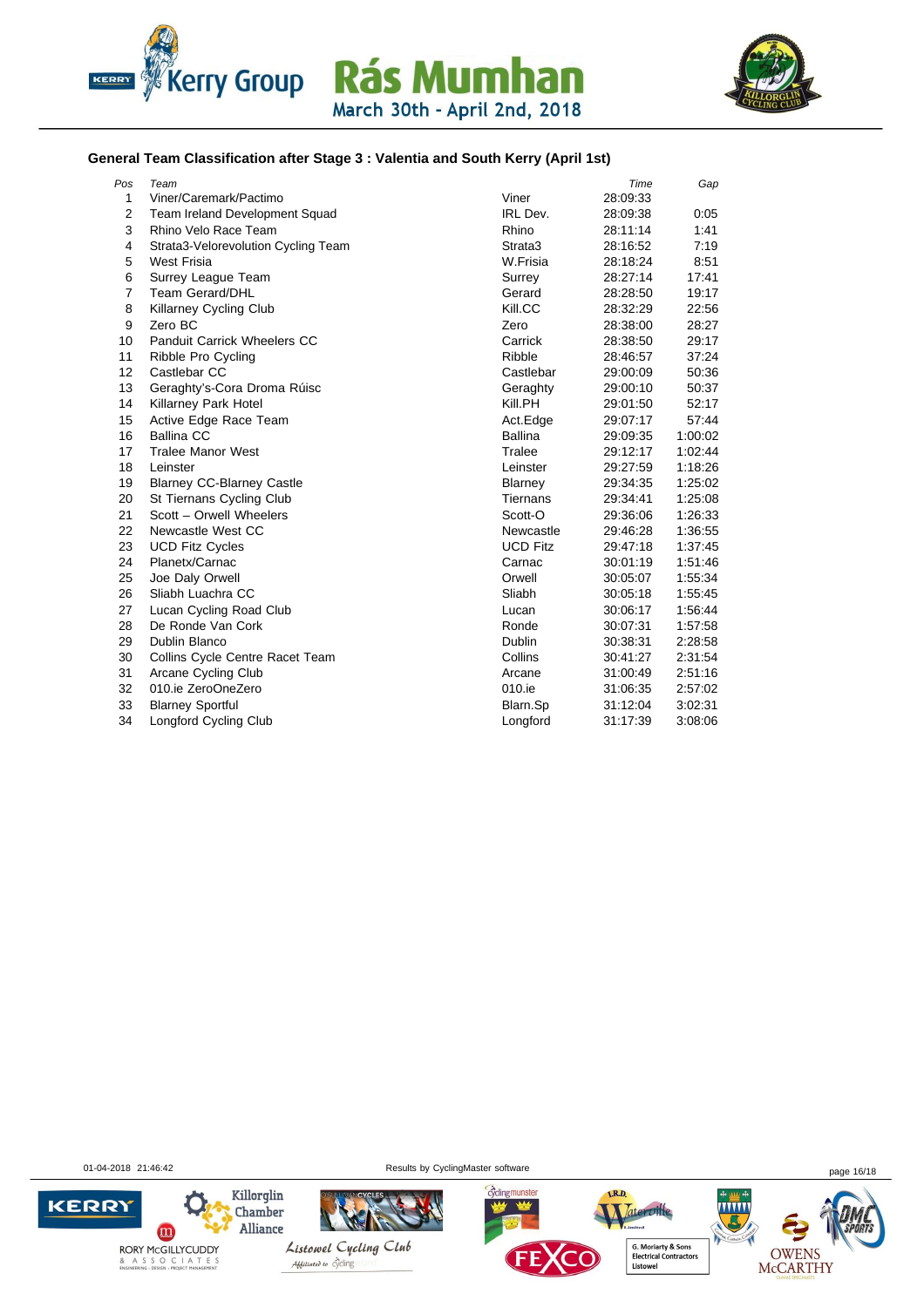## General Team Classification after Stage 3 : Valentia and South Kerry (April 1st)

| Pos | Team | | Time | Gap |
|---|---|---|---|---|
| 1 | Viner/Caremark/Pactimo | Viner | 28:09:33 | |
| 2 | Team Ireland Development Squad | IRL Dev. | 28:09:38 | 0:05 |
| 3 | Rhino Velo Race Team | Rhino | 28:11:14 | 1:41 |
| 4 | Strata3-Velorevolution Cycling Team | Strata3 | 28:16:52 | 7:19 |
| 5 | West Frisia | W.Frisia | 28:18:24 | 8:51 |
| 6 | Surrey League Team | Surrey | 28:27:14 | 17:41 |
| 7 | Team Gerard/DHL | Gerard | 28:28:50 | 19:17 |
| 8 | Killarney Cycling Club | Kill.CC | 28:32:29 | 22:56 |
| 9 | Zero BC | Zero | 28:38:00 | 28:27 |
| 10 | Panduit Carrick Wheelers CC | Carrick | 28:38:50 | 29:17 |
| 11 | Ribble Pro Cycling | Ribble | 28:46:57 | 37:24 |
| 12 | Castlebar CC | Castlebar | 29:00:09 | 50:36 |
| 13 | Geraghty's-Cora Droma Rúisc | Geraghty | 29:00:10 | 50:37 |
| 14 | Killarney Park Hotel | Kill.PH | 29:01:50 | 52:17 |
| 15 | Active Edge Race Team | Act.Edge | 29:07:17 | 57:44 |
| 16 | Ballina CC | Ballina | 29:09:35 | 1:00:02 |
| 17 | Tralee Manor West | Tralee | 29:12:17 | 1:02:44 |
| 18 | Leinster | Leinster | 29:27:59 | 1:18:26 |
| 19 | Blarney CC-Blarney Castle | Blarney | 29:34:35 | 1:25:02 |
| 20 | St Tiernans Cycling Club | Tiernans | 29:34:41 | 1:25:08 |
| 21 | Scott – Orwell Wheelers | Scott-O | 29:36:06 | 1:26:33 |
| 22 | Newcastle West CC | Newcastle | 29:46:28 | 1:36:55 |
| 23 | UCD Fitz Cycles | UCD Fitz | 29:47:18 | 1:37:45 |
| 24 | Planetx/Carnac | Carnac | 30:01:19 | 1:51:46 |
| 25 | Joe Daly Orwell | Orwell | 30:05:07 | 1:55:34 |
| 26 | Sliabh Luachra CC | Sliabh | 30:05:18 | 1:55:45 |
| 27 | Lucan Cycling Road Club | Lucan | 30:06:17 | 1:56:44 |
| 28 | De Ronde Van Cork | Ronde | 30:07:31 | 1:57:58 |
| 29 | Dublin Blanco | Dublin | 30:38:31 | 2:28:58 |
| 30 | Collins Cycle Centre Racet Team | Collins | 30:41:27 | 2:31:54 |
| 31 | Arcane Cycling Club | Arcane | 31:00:49 | 2:51:16 |
| 32 | 010.ie ZeroOneZero | 010.ie | 31:06:35 | 2:57:02 |
| 33 | Blarney Sportful | Blarn.Sp | 31:12:04 | 3:02:31 |
| 34 | Longford Cycling Club | Longford | 31:17:39 | 3:08:06 |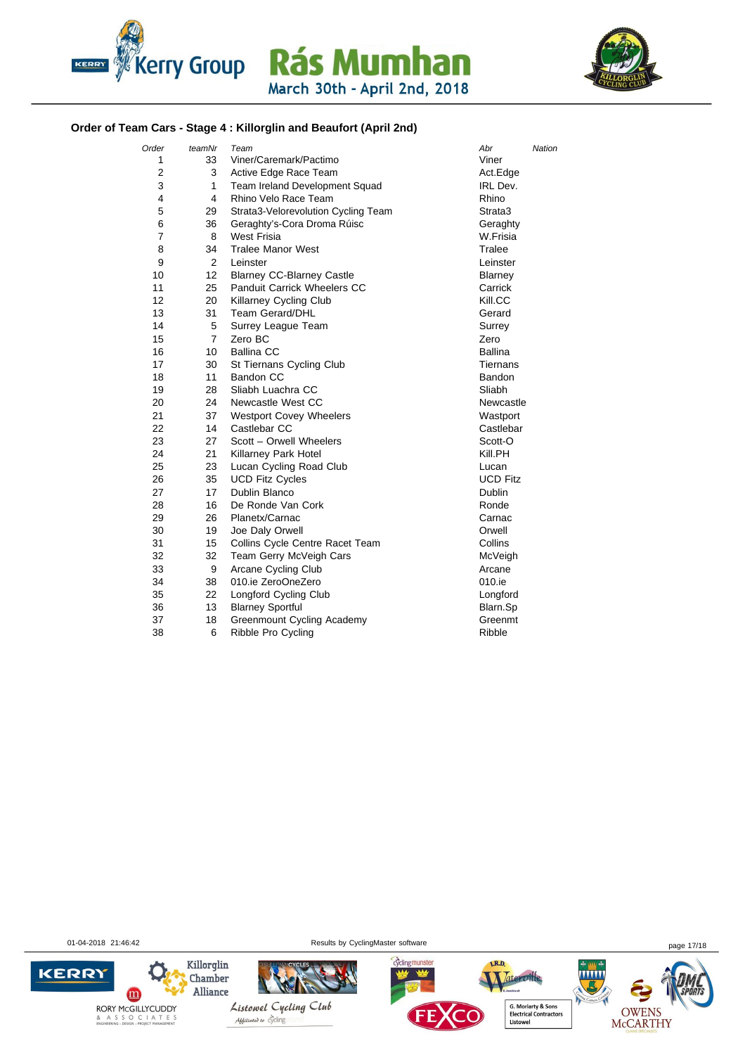Kerry Group Rás Mumhan
March 30th - April 2nd, 2018

### Order of Team Cars - Stage 4 : Killorglin and Beaufort (April 2nd)

| Order | teamNr | Team | Abr | Nation |
|---|---|---|---|---|
| 1 | 33 | Viner/Caremark/Pactimo | Viner | |
| 2 | 3 | Active Edge Race Team | Act.Edge | |
| 3 | 1 | Team Ireland Development Squad | IRL Dev. | |
| 4 | 4 | Rhino Velo Race Team | Rhino | |
| 5 | 29 | Strata3-Velorevolution Cycling Team | Strata3 | |
| 6 | 36 | Geraghty's-Cora Droma Rúisc | Geraghty | |
| 7 | 8 | West Frisia | W.Frisia | |
| 8 | 34 | Tralee Manor West | Tralee | |
| 9 | 2 | Leinster | Leinster | |
| 10 | 12 | Blarney CC-Blarney Castle | Blarney | |
| 11 | 25 | Panduit Carrick Wheelers CC | Carrick | |
| 12 | 20 | Killarney Cycling Club | Kill.CC | |
| 13 | 31 | Team Gerard/DHL | Gerard | |
| 14 | 5 | Surrey League Team | Surrey | |
| 15 | 7 | Zero BC | Zero | |
| 16 | 10 | Ballina CC | Ballina | |
| 17 | 30 | St Tiernans Cycling Club | Tiernans | |
| 18 | 11 | Bandon CC | Bandon | |
| 19 | 28 | Sliabh Luachra CC | Sliabh | |
| 20 | 24 | Newcastle West CC | Newcastle | |
| 21 | 37 | Westport Covey Wheelers | Wastport | |
| 22 | 14 | Castlebar CC | Castlebar | |
| 23 | 27 | Scott – Orwell Wheelers | Scott-O | |
| 24 | 21 | Killarney Park Hotel | Kill.PH | |
| 25 | 23 | Lucan Cycling Road Club | Lucan | |
| 26 | 35 | UCD Fitz Cycles | UCD Fitz | |
| 27 | 17 | Dublin Blanco | Dublin | |
| 28 | 16 | De Ronde Van Cork | Ronde | |
| 29 | 26 | Planetx/Carnac | Carnac | |
| 30 | 19 | Joe Daly Orwell | Orwell | |
| 31 | 15 | Collins Cycle Centre Racet Team | Collins | |
| 32 | 32 | Team Gerry McVeigh Cars | McVeigh | |
| 33 | 9 | Arcane Cycling Club | Arcane | |
| 34 | 38 | 010.ie ZeroOneZero | 010.ie | |
| 35 | 22 | Longford Cycling Club | Longford | |
| 36 | 13 | Blarney Sportful | Blarn.Sp | |
| 37 | 18 | Greenmount Cycling Academy | Greenmt | |
| 38 | 6 | Ribble Pro Cycling | Ribble | |

01-04-2018 21:46:42 Results by CyclingMaster software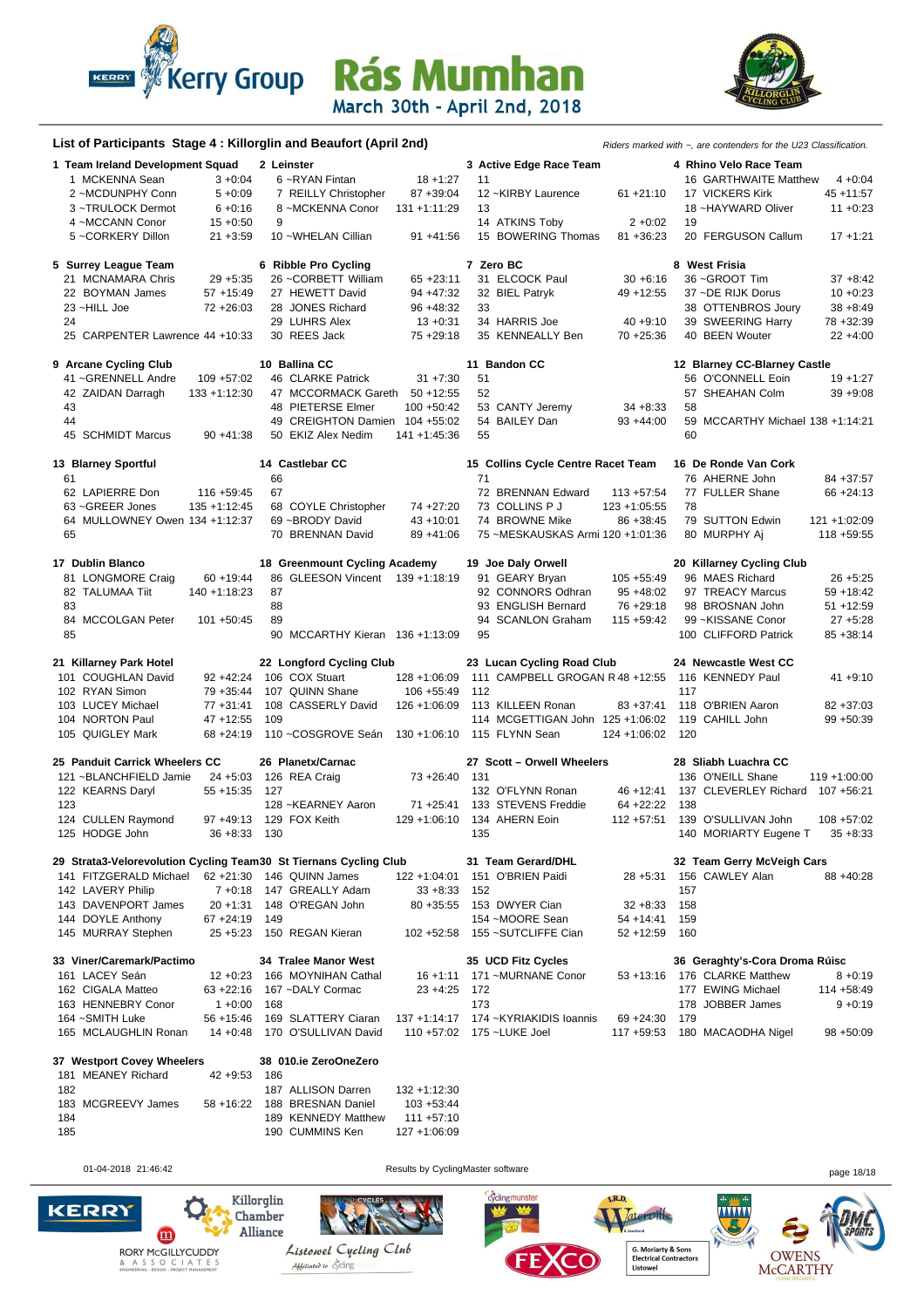# Kerry Group Rás Mumhan

March 30th - April 2nd, 2018

## List of Participants Stage 4 : Killorglin and Beaufort (April 2nd)

*Riders marked with ~, are contenders for the U23 Classification.*

### 1 Team Ireland Development Squad

| | | |
|---|---|---|
| 1 | MCKENNA Sean | 3 +0:04 |
| 2 | ~MCDUNPHY Conn | 5 +0:09 |
| 3 | ~TRULOCK Dermot | 6 +0:16 |
| 4 | ~MCCANN Conor | 15 +0:50 |
| 5 | ~CORKERY Dillon | 21 +3:59 |

### 2 Leinster

| | | |
|---|---|---|
| 6 | ~RYAN Fintan | 18 +1:27 |
| 7 | REILLY Christopher | 87 +39:04 |
| 8 | ~MCKENNA Conor | 131 +1:11:29 |
| 9 | | |
| 10 | ~WHELAN Cillian | 91 +41:56 |

### 3 Active Edge Race Team

| | | |
|---|---|---|
| 11 | | |
| 12 | ~KIRBY Laurence | 61 +21:10 |
| 13 | | |
| 14 | ATKINS Toby | 2 +0:02 |
| 15 | BOWERING Thomas | 81 +36:23 |

### 4 Rhino Velo Race Team

| | | |
|---|---|---|
| 16 | GARTHWAITE Matthew | 4 +0:04 |
| 17 | VICKERS Kirk | 45 +11:57 |
| 18 | ~HAYWARD Oliver | 11 +0:23 |
| 19 | | |
| 20 | FERGUSON Callum | 17 +1:21 |

### 5 Surrey League Team

| | | |
|---|---|---|
| 21 | MCNAMARA Chris | 29 +5:35 |
| 22 | BOYMAN James | 57 +15:49 |
| 23 | ~HILL Joe | 72 +26:03 |
| 24 | | |
| 25 | CARPENTER Lawrence | 44 +10:33 |

### 6 Ribble Pro Cycling

| | | |
|---|---|---|
| 26 | ~CORBETT William | 65 +23:11 |
| 27 | HEWETT David | 94 +47:32 |
| 28 | JONES Richard | 96 +48:32 |
| 29 | LUHRS Alex | 13 +0:31 |
| 30 | REES Jack | 75 +29:18 |

### 7 Zero BC

| | | |
|---|---|---|
| 31 | ELCOCK Paul | 30 +6:16 |
| 32 | BIEL Patryk | 49 +12:55 |
| 33 | | |
| 34 | HARRIS Joe | 40 +9:10 |
| 35 | KENNEALLY Ben | 70 +25:36 |

### 8 West Frisia

| | | |
|---|---|---|
| 36 | ~GROOT Tim | 37 +8:42 |
| 37 | ~DE RIJK Dorus | 10 +0:23 |
| 38 | OTTENBROS Joury | 38 +8:49 |
| 39 | SWEERING Harry | 78 +32:39 |
| 40 | BEEN Wouter | 22 +4:00 |

### 9 Arcane Cycling Club

| | | |
|---|---|---|
| 41 | ~GRENNELL Andre | 109 +57:02 |
| 42 | ZAIDAN Darragh | 133 +1:12:30 |
| 43 | | |
| 44 | | |
| 45 | SCHMIDT Marcus | 90 +41:38 |

### 10 Ballina CC

| | | |
|---|---|---|
| 46 | CLARKE Patrick | 31 +7:30 |
| 47 | MCCORMACK Gareth | 50 +12:55 |
| 48 | PIETERSE Elmer | 100 +50:42 |
| 49 | CREIGHTON Damien | 104 +55:02 |
| 50 | EKIZ Alex Nedim | 141 +1:45:36 |

### 11 Bandon CC

| | | |
|---|---|---|
| 51 | | |
| 52 | | |
| 53 | CANTY Jeremy | 34 +8:33 |
| 54 | BAILEY Dan | 93 +44:00 |
| 55 | | |

### 12 Blarney CC-Blarney Castle

| | | |
|---|---|---|
| 56 | O'CONNELL Eoin | 19 +1:27 |
| 57 | SHEAHAN Colm | 39 +9:08 |
| 58 | | |
| 59 | MCCARTHY Michael | 138 +1:14:21 |
| 60 | | |

### 13 Blarney Sportful

| | | |
|---|---|---|
| 61 | | |
| 62 | LAPIERRE Don | 116 +59:45 |
| 63 | ~GREER Jones | 135 +1:12:45 |
| 64 | MULLOWNEY Owen | 134 +1:12:37 |
| 65 | | |

### 14 Castlebar CC

| | | |
|---|---|---|
| 66 | | |
| 67 | | |
| 68 | COYLE Christopher | 74 +27:20 |
| 69 | ~BRODY David | 43 +10:01 |
| 70 | BRENNAN David | 89 +41:06 |

### 15 Collins Cycle Centre Racet Team

| | | |
|---|---|---|
| 71 | | |
| 72 | BRENNAN Edward | 113 +57:54 |
| 73 | COLLINS P J | 123 +1:05:55 |
| 74 | BROWNE Mike | 86 +38:45 |
| 75 | ~MESKAUSKAS Armi | 120 +1:01:36 |

### 16 De Ronde Van Cork

| | | |
|---|---|---|
| 76 | AHERNE John | 84 +37:57 |
| 77 | FULLER Shane | 66 +24:13 |
| 78 | | |
| 79 | SUTTON Edwin | 121 +1:02:09 |
| 80 | MURPHY Aj | 118 +59:55 |

### 17 Dublin Blanco

| | | |
|---|---|---|
| 81 | LONGMORE Craig | 60 +19:44 |
| 82 | TALUMAA Tiit | 140 +1:18:23 |
| 83 | | |
| 84 | MCCOLGAN Peter | 101 +50:45 |
| 85 | | |

### 18 Greenmount Cycling Academy

| | | |
|---|---|---|
| 86 | GLEESON Vincent | 139 +1:18:19 |
| 87 | | |
| 88 | | |
| 89 | | |
| 90 | MCCARTHY Kieran | 136 +1:13:09 |

### 19 Joe Daly Orwell

| | | |
|---|---|---|
| 91 | GEARY Bryan | 105 +55:49 |
| 92 | CONNORS Odhran | 95 +48:02 |
| 93 | ENGLISH Bernard | 76 +29:18 |
| 94 | SCANLON Graham | 115 +59:42 |
| 95 | | |

### 20 Killarney Cycling Club

| | | |
|---|---|---|
| 96 | MAES Richard | 26 +5:25 |
| 97 | TREACY Marcus | 59 +18:42 |
| 98 | BROSNAN John | 51 +12:59 |
| 99 | ~KISSANE Conor | 27 +5:28 |
| 100 | CLIFFORD Patrick | 85 +38:14 |

### 21 Killarney Park Hotel

| | | |
|---|---|---|
| 101 | COUGHLAN David | 92 +42:24 |
| 102 | RYAN Simon | 79 +35:44 |
| 103 | LUCEY Michael | 77 +31:41 |
| 104 | NORTON Paul | 47 +12:55 |
| 105 | QUIGLEY Mark | 68 +24:19 |

### 22 Longford Cycling Club

| | | |
|---|---|---|
| 106 | COX Stuart | 128 +1:06:09 |
| 107 | QUINN Shane | 106 +55:49 |
| 108 | CASSERLY David | 126 +1:06:09 |
| 109 | | |
| 110 | ~COSGROVE Seán | 130 +1:06:10 |

### 23 Lucan Cycling Road Club

| | | |
|---|---|---|
| 111 | CAMPBELL GROGAN R | 48 +12:55 |
| 112 | | |
| 113 | KILLEEN Ronan | 83 +37:41 |
| 114 | MCGETTIGAN John | 125 +1:06:02 |
| 115 | FLYNN Sean | 124 +1:06:02 |

### 24 Newcastle West CC

| | | |
|---|---|---|
| 116 | KENNEDY Paul | 41 +9:10 |
| 117 | | |
| 118 | O'BRIEN Aaron | 82 +37:03 |
| 119 | CAHILL John | 99 +50:39 |
| 120 | | |

### 25 Panduit Carrick Wheelers CC

| | | |
|---|---|---|
| 121 | ~BLANCHFIELD Jamie | 24 +5:03 |
| 122 | KEARNS Daryl | 55 +15:35 |
| 123 | | |
| 124 | CULLEN Raymond | 97 +49:13 |
| 125 | HODGE John | 36 +8:33 |

### 26 Planetx/Carnac

| | | |
|---|---|---|
| 126 | REA Craig | 73 +26:40 |
| 127 | | |
| 128 | ~KEARNEY Aaron | 71 +25:41 |
| 129 | FOX Keith | 129 +1:06:10 |
| 130 | | |

### 27 Scott – Orwell Wheelers

| | | |
|---|---|---|
| 131 | | |
| 132 | O'FLYNN Ronan | 46 +12:41 |
| 133 | STEVENS Freddie | 64 +22:22 |
| 134 | AHERN Eoin | 112 +57:51 |
| 135 | | |

### 28 Sliabh Luachra CC

| | | |
|---|---|---|
| 136 | O'NEILL Shane | 119 +1:00:00 |
| 137 | CLEVERLEY Richard | 107 +56:21 |
| 138 | | |
| 139 | O'SULLIVAN John | 108 +57:02 |
| 140 | MORIARTY Eugene T | 35 +8:33 |

### 29 Strata3-Velorevolution Cycling Team

| | | |
|---|---|---|
| 141 | FITZGERALD Michael | 62 +21:30 |
| 142 | LAVERY Philip | 7 +0:18 |
| 143 | DAVENPORT James | 20 +1:31 |
| 144 | DOYLE Anthony | 67 +24:19 |
| 145 | MURRAY Stephen | 25 +5:23 |

### 30 St Tiernans Cycling Club

| | | |
|---|---|---|
| 146 | QUINN James | 122 +1:04:01 |
| 147 | GREALLY Adam | 33 +8:33 |
| 148 | O'REGAN John | 80 +35:55 |
| 149 | | |
| 150 | REGAN Kieran | 102 +52:58 |

### 31 Team Gerard/DHL

| | | |
|---|---|---|
| 151 | O'BRIEN Paidi | 28 +5:31 |
| 152 | | |
| 153 | DWYER Cian | 32 +8:33 |
| 154 | ~MOORE Sean | 54 +14:41 |
| 155 | ~SUTCLIFFE Cian | 52 +12:59 |

### 32 Team Gerry McVeigh Cars

| | | |
|---|---|---|
| 156 | CAWLEY Alan | 88 +40:28 |
| 157 | | |
| 158 | | |
| 159 | | |
| 160 | | |

### 33 Viner/Caremark/Pactimo

| | | |
|---|---|---|
| 161 | LACEY Seán | 12 +0:23 |
| 162 | CIGALA Matteo | 63 +22:16 |
| 163 | HENNEBRY Conor | 1 +0:00 |
| 164 | ~SMITH Luke | 56 +15:46 |
| 165 | MCLAUGHLIN Ronan | 14 +0:48 |

### 34 Tralee Manor West

| | | |
|---|---|---|
| 166 | MOYNIHAN Cathal | 16 +1:11 |
| 167 | ~DALY Cormac | 23 +4:25 |
| 168 | | |
| 169 | SLATTERY Ciaran | 137 +1:14:17 |
| 170 | O'SULLIVAN David | 110 +57:02 |

### 35 UCD Fitz Cycles

| | | |
|---|---|---|
| 171 | ~MURNANE Conor | 53 +13:16 |
| 172 | | |
| 173 | | |
| 174 | ~KYRIAKIDIS Ioannis | 69 +24:30 |
| 175 | ~LUKE Joel | 117 +59:53 |

### 36 Geraghty's-Cora Droma Rúisc

| | | |
|---|---|---|
| 176 | CLARKE Matthew | 8 +0:19 |
| 177 | EWING Michael | 114 +58:49 |
| 178 | JOBBER James | 9 +0:19 |
| 179 | | |
| 180 | MACAODHA Nigel | 98 +50:09 |

### 37 Westport Covey Wheelers

| | | |
|---|---|---|
| 181 | MEANEY Richard | 42 +9:53 |
| 182 | | |
| 183 | MCGREEVY James | 58 +16:22 |
| 184 | | |
| 185 | | |

### 38 010.ie ZeroOneZero

| | | |
|---|---|---|
| 186 | | |
| 187 | ALLISON Darren | 132 +1:12:30 |
| 188 | BRESNAN Daniel | 103 +53:44 |
| 189 | KENNEDY Matthew | 111 +57:10 |
| 190 | CUMMINS Ken | 127 +1:06:09 |

01-04-2018 21:46:42 Results by CyclingMaster software